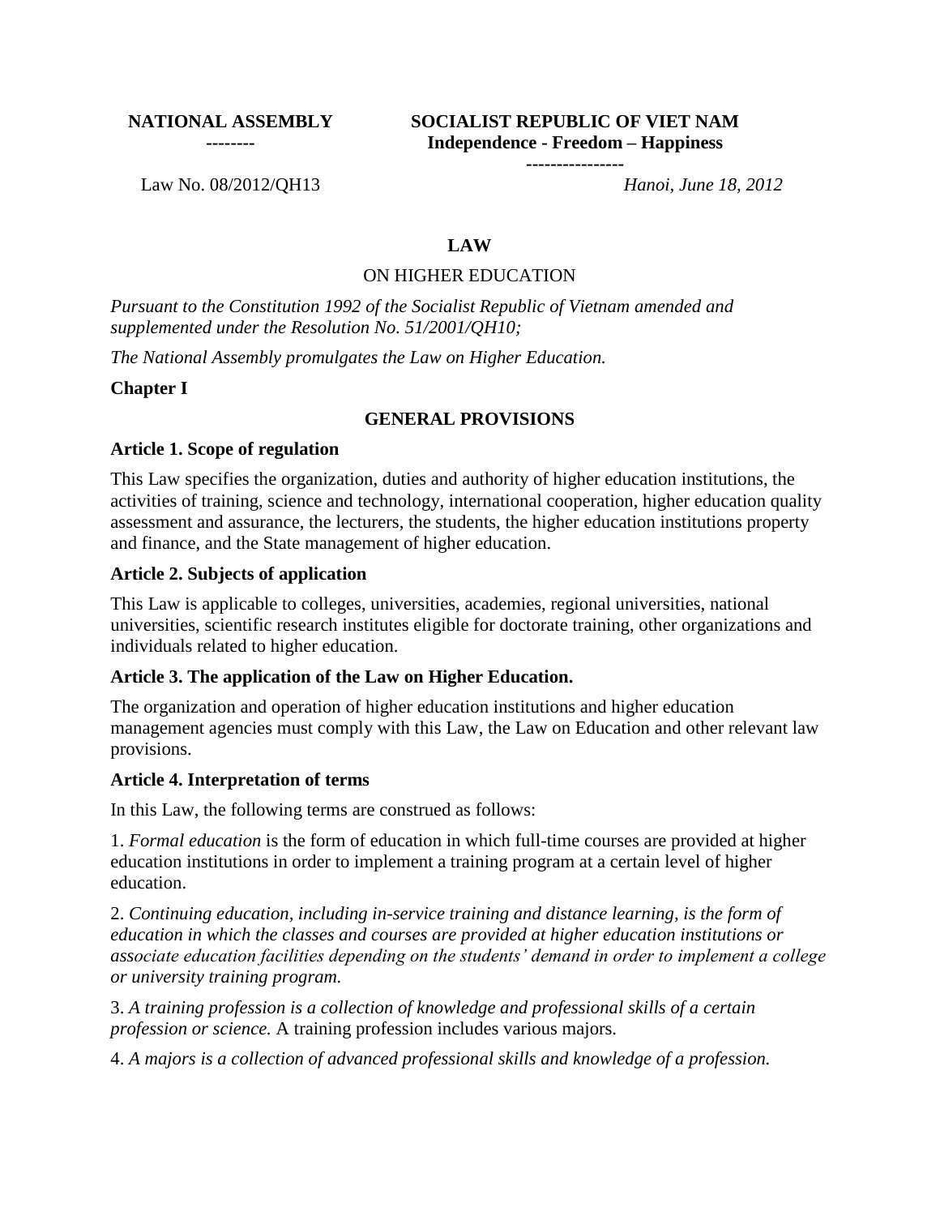**NATIONAL ASSEMBLY**
**--------**

**SOCIALIST REPUBLIC OF VIET NAM**
**Independence - Freedom – Happiness**
**----------------**

Law No. 08/2012/QH13

*Hanoi, June 18, 2012*

# LAW

## ON HIGHER EDUCATION

*Pursuant to the Constitution 1992 of the Socialist Republic of Vietnam amended and supplemented under the Resolution No. 51/2001/QH10;*

*The National Assembly promulgates the Law on Higher Education.*

**Chapter I**

## GENERAL PROVISIONS

### Article 1. Scope of regulation

This Law specifies the organization, duties and authority of higher education institutions, the activities of training, science and technology, international cooperation, higher education quality assessment and assurance, the lecturers, the students, the higher education institutions property and finance, and the State management of higher education.

### Article 2. Subjects of application

This Law is applicable to colleges, universities, academies, regional universities, national universities, scientific research institutes eligible for doctorate training, other organizations and individuals related to higher education.

### Article 3. The application of the Law on Higher Education.

The organization and operation of higher education institutions and higher education management agencies must comply with this Law, the Law on Education and other relevant law provisions.

### Article 4. Interpretation of terms

In this Law, the following terms are construed as follows:

1. *Formal education* is the form of education in which full-time courses are provided at higher education institutions in order to implement a training program at a certain level of higher education.

2. *Continuing education, including in-service training and distance learning, is the form of education in which the classes and courses are provided at higher education institutions or associate education facilities depending on the students' demand in order to implement a college or university training program.*

3. *A training profession is a collection of knowledge and professional skills of a certain profession or science.* A training profession includes various majors.

4. *A majors is a collection of advanced professional skills and knowledge of a profession.*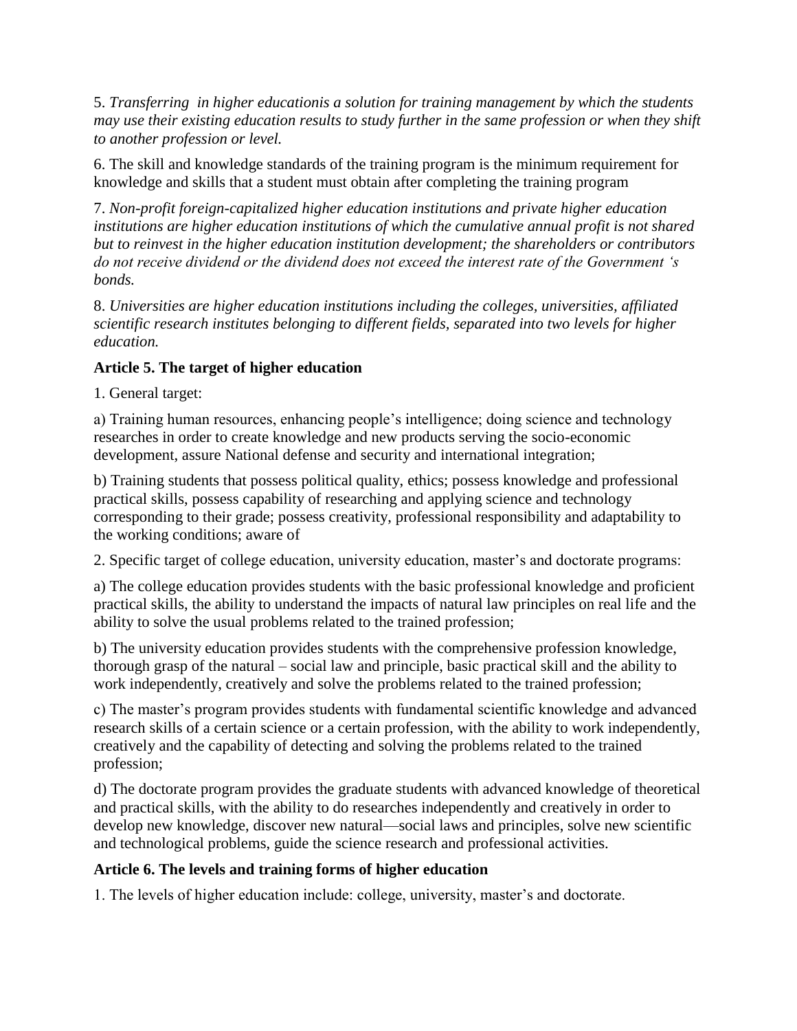5. *Transferring  in higher educationis a solution for training management by which the students may use their existing education results to study further in the same profession or when they shift to another profession or level.*

6. The skill and knowledge standards of the training program is the minimum requirement for knowledge and skills that a student must obtain after completing the training program

7. *Non-profit foreign-capitalized higher education institutions and private higher education institutions are higher education institutions of which the cumulative annual profit is not shared but to reinvest in the higher education institution development; the shareholders or contributors do not receive dividend or the dividend does not exceed the interest rate of the Government 's bonds.*

8. *Universities are higher education institutions including the colleges, universities, affiliated scientific research institutes belonging to different fields, separated into two levels for higher education.*

**Article 5. The target of higher education**

1. General target:

a) Training human resources, enhancing people's intelligence; doing science and technology researches in order to create knowledge and new products serving the socio-economic development, assure National defense and security and international integration;

b) Training students that possess political quality, ethics; possess knowledge and professional practical skills, possess capability of researching and applying science and technology corresponding to their grade; possess creativity, professional responsibility and adaptability to the working conditions; aware of

2. Specific target of college education, university education, master's and doctorate programs:

a) The college education provides students with the basic professional knowledge and proficient practical skills, the ability to understand the impacts of natural law principles on real life and the ability to solve the usual problems related to the trained profession;

b) The university education provides students with the comprehensive profession knowledge, thorough grasp of the natural – social law and principle, basic practical skill and the ability to work independently, creatively and solve the problems related to the trained profession;

c) The master's program provides students with fundamental scientific knowledge and advanced research skills of a certain science or a certain profession, with the ability to work independently, creatively and the capability of detecting and solving the problems related to the trained profession;

d) The doctorate program provides the graduate students with advanced knowledge of theoretical and practical skills, with the ability to do researches independently and creatively in order to develop new knowledge, discover new natural—social laws and principles, solve new scientific and technological problems, guide the science research and professional activities.

**Article 6. The levels and training forms of higher education**

1. The levels of higher education include: college, university, master's and doctorate.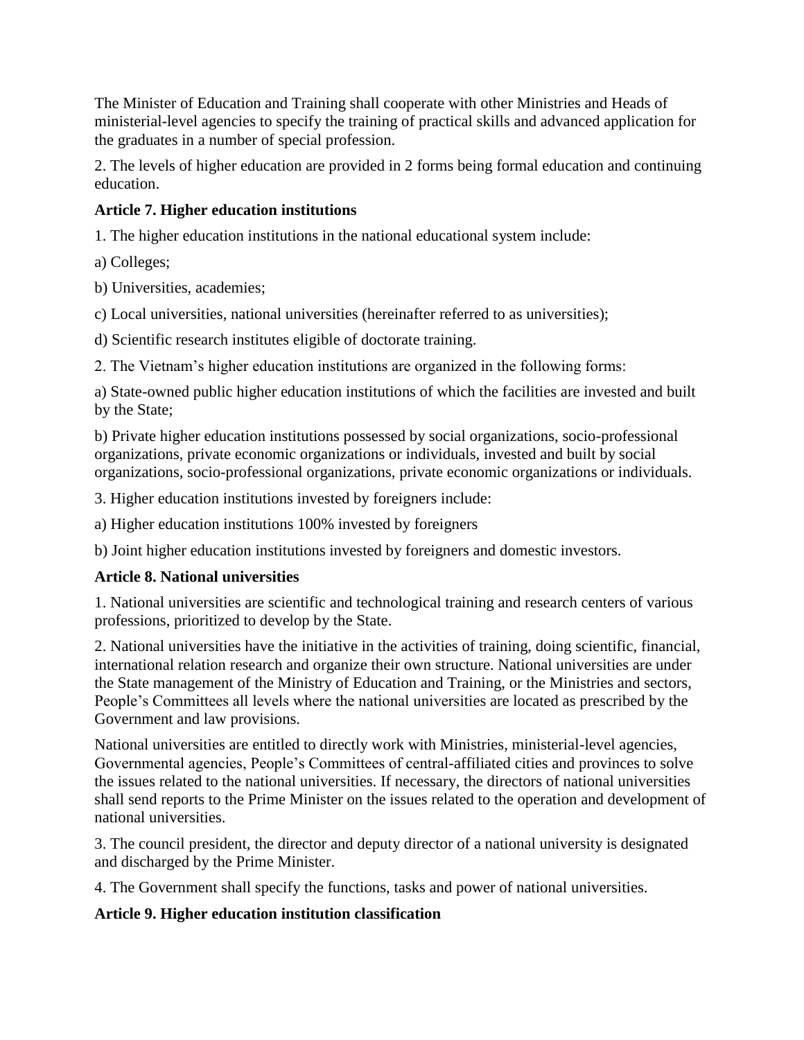The Minister of Education and Training shall cooperate with other Ministries and Heads of ministerial-level agencies to specify the training of practical skills and advanced application for the graduates in a number of special profession.

2. The levels of higher education are provided in 2 forms being formal education and continuing education.

**Article 7. Higher education institutions**

1. The higher education institutions in the national educational system include:

a) Colleges;

b) Universities, academies;

c) Local universities, national universities (hereinafter referred to as universities);

d) Scientific research institutes eligible of doctorate training.

2. The Vietnam's higher education institutions are organized in the following forms:

a) State-owned public higher education institutions of which the facilities are invested and built by the State;

b) Private higher education institutions possessed by social organizations, socio-professional organizations, private economic organizations or individuals, invested and built by social organizations, socio-professional organizations, private economic organizations or individuals.

3. Higher education institutions invested by foreigners include:

a) Higher education institutions 100% invested by foreigners

b) Joint higher education institutions invested by foreigners and domestic investors.

**Article 8. National universities**

1. National universities are scientific and technological training and research centers of various professions, prioritized to develop by the State.

2. National universities have the initiative in the activities of training, doing scientific, financial, international relation research and organize their own structure. National universities are under the State management of the Ministry of Education and Training, or the Ministries and sectors, People's Committees all levels where the national universities are located as prescribed by the Government and law provisions.

National universities are entitled to directly work with Ministries, ministerial-level agencies, Governmental agencies, People's Committees of central-affiliated cities and provinces to solve the issues related to the national universities. If necessary, the directors of national universities shall send reports to the Prime Minister on the issues related to the operation and development of national universities.

3. The council president, the director and deputy director of a national university is designated and discharged by the Prime Minister.

4. The Government shall specify the functions, tasks and power of national universities.

**Article 9. Higher education institution classification**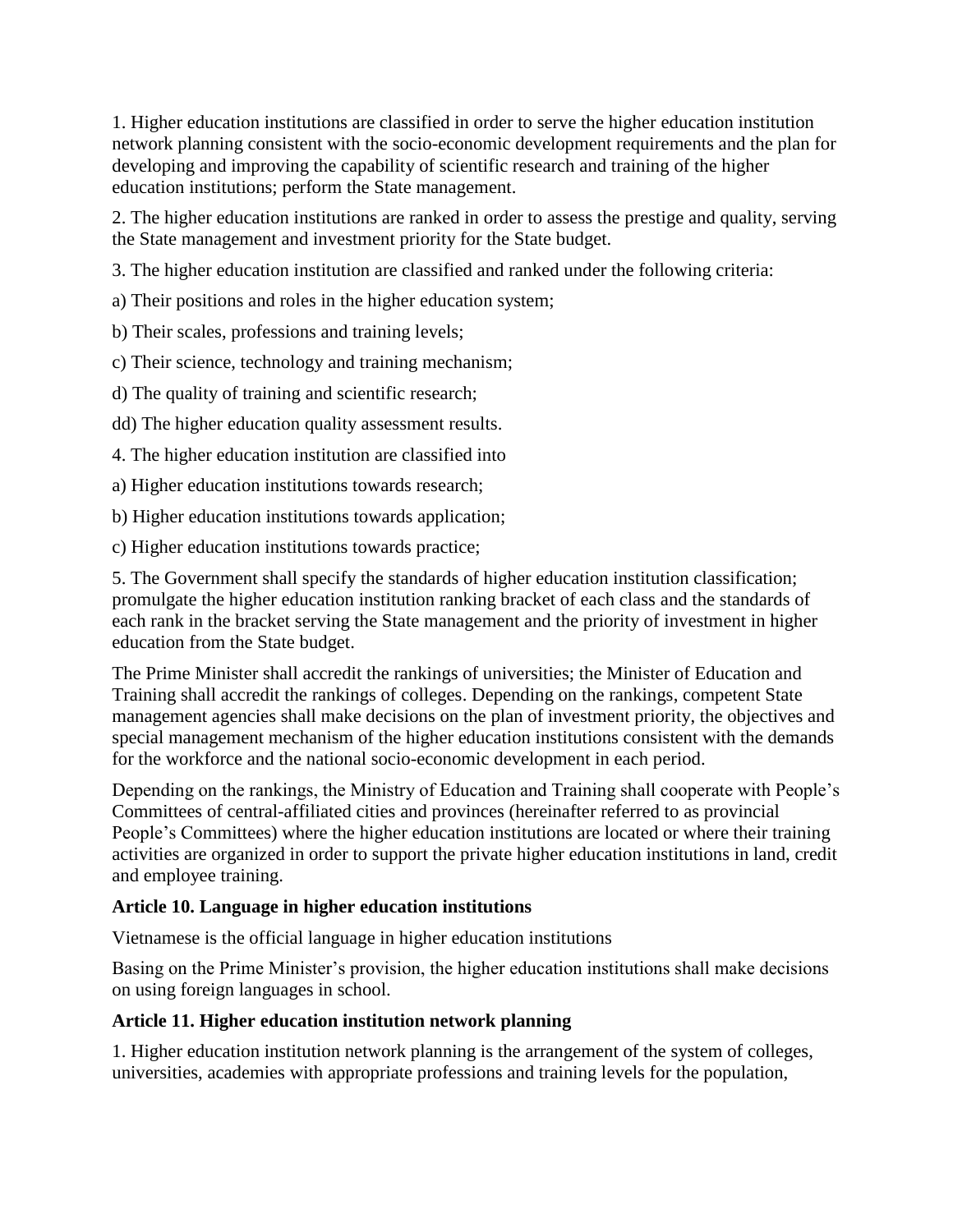1. Higher education institutions are classified in order to serve the higher education institution network planning consistent with the socio-economic development requirements and the plan for developing and improving the capability of scientific research and training of the higher education institutions; perform the State management.

2. The higher education institutions are ranked in order to assess the prestige and quality, serving the State management and investment priority for the State budget.

3. The higher education institution are classified and ranked under the following criteria:

a) Their positions and roles in the higher education system;

b) Their scales, professions and training levels;

c) Their science, technology and training mechanism;

d) The quality of training and scientific research;

dd) The higher education quality assessment results.

4. The higher education institution are classified into

a) Higher education institutions towards research;

b) Higher education institutions towards application;

c) Higher education institutions towards practice;

5. The Government shall specify the standards of higher education institution classification; promulgate the higher education institution ranking bracket of each class and the standards of each rank in the bracket serving the State management and the priority of investment in higher education from the State budget.

The Prime Minister shall accredit the rankings of universities; the Minister of Education and Training shall accredit the rankings of colleges. Depending on the rankings, competent State management agencies shall make decisions on the plan of investment priority, the objectives and special management mechanism of the higher education institutions consistent with the demands for the workforce and the national socio-economic development in each period.

Depending on the rankings, the Ministry of Education and Training shall cooperate with People's Committees of central-affiliated cities and provinces (hereinafter referred to as provincial People's Committees) where the higher education institutions are located or where their training activities are organized in order to support the private higher education institutions in land, credit and employee training.

**Article 10. Language in higher education institutions**

Vietnamese is the official language in higher education institutions

Basing on the Prime Minister's provision, the higher education institutions shall make decisions on using foreign languages in school.

**Article 11. Higher education institution network planning**

1. Higher education institution network planning is the arrangement of the system of colleges, universities, academies with appropriate professions and training levels for the population,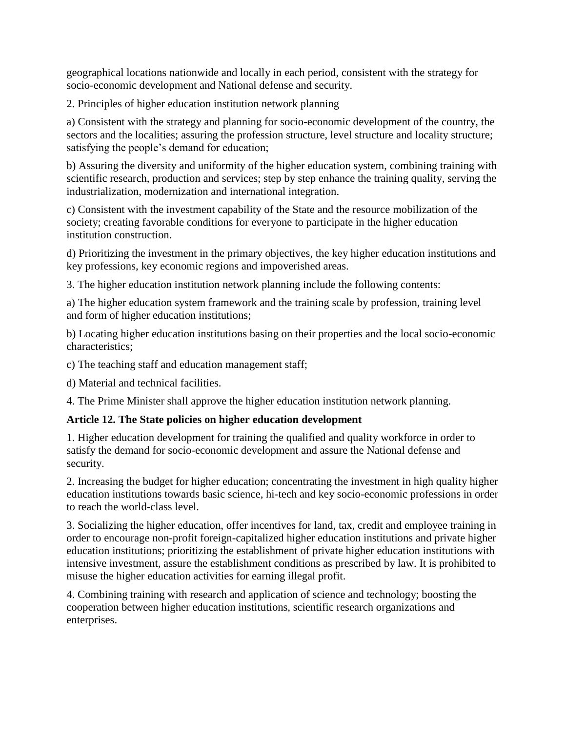geographical locations nationwide and locally in each period, consistent with the strategy for socio-economic development and National defense and security.

2. Principles of higher education institution network planning

a) Consistent with the strategy and planning for socio-economic development of the country, the sectors and the localities; assuring the profession structure, level structure and locality structure; satisfying the people's demand for education;

b) Assuring the diversity and uniformity of the higher education system, combining training with scientific research, production and services; step by step enhance the training quality, serving the industrialization, modernization and international integration.

c) Consistent with the investment capability of the State and the resource mobilization of the society; creating favorable conditions for everyone to participate in the higher education institution construction.

d) Prioritizing the investment in the primary objectives, the key higher education institutions and key professions, key economic regions and impoverished areas.

3. The higher education institution network planning include the following contents:

a) The higher education system framework and the training scale by profession, training level and form of higher education institutions;

b) Locating higher education institutions basing on their properties and the local socio-economic characteristics;

c) The teaching staff and education management staff;

d) Material and technical facilities.

4. The Prime Minister shall approve the higher education institution network planning.

**Article 12. The State policies on higher education development**

1. Higher education development for training the qualified and quality workforce in order to satisfy the demand for socio-economic development and assure the National defense and security.

2. Increasing the budget for higher education; concentrating the investment in high quality higher education institutions towards basic science, hi-tech and key socio-economic professions in order to reach the world-class level.

3. Socializing the higher education, offer incentives for land, tax, credit and employee training in order to encourage non-profit foreign-capitalized higher education institutions and private higher education institutions; prioritizing the establishment of private higher education institutions with intensive investment, assure the establishment conditions as prescribed by law. It is prohibited to misuse the higher education activities for earning illegal profit.

4. Combining training with research and application of science and technology; boosting the cooperation between higher education institutions, scientific research organizations and enterprises.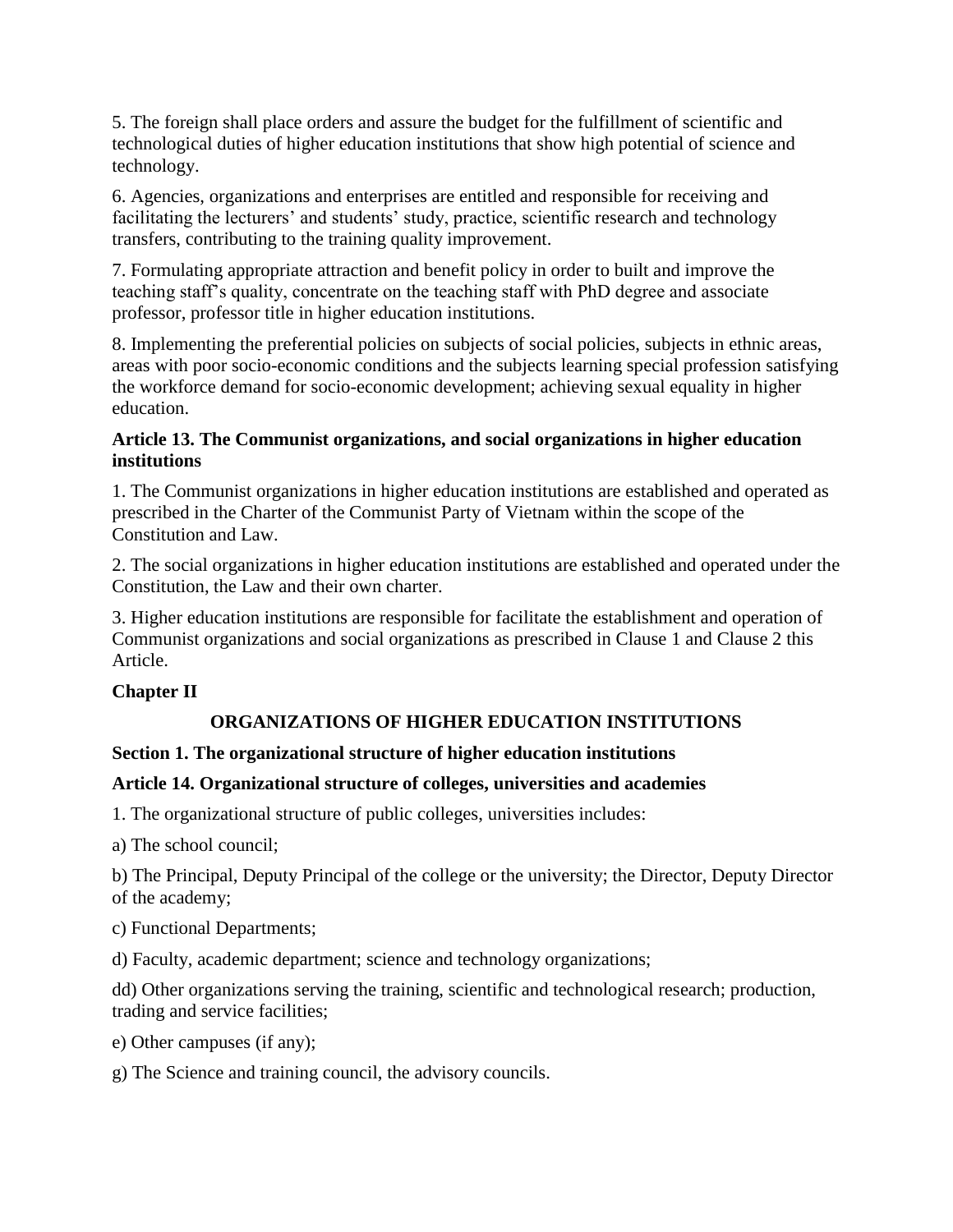5. The foreign shall place orders and assure the budget for the fulfillment of scientific and technological duties of higher education institutions that show high potential of science and technology.

6. Agencies, organizations and enterprises are entitled and responsible for receiving and facilitating the lecturers' and students' study, practice, scientific research and technology transfers, contributing to the training quality improvement.

7. Formulating appropriate attraction and benefit policy in order to built and improve the teaching staff's quality, concentrate on the teaching staff with PhD degree and associate professor, professor title in higher education institutions.

8. Implementing the preferential policies on subjects of social policies, subjects in ethnic areas, areas with poor socio-economic conditions and the subjects learning special profession satisfying the workforce demand for socio-economic development; achieving sexual equality in higher education.

**Article 13. The Communist organizations, and social organizations in higher education institutions**

1. The Communist organizations in higher education institutions are established and operated as prescribed in the Charter of the Communist Party of Vietnam within the scope of the Constitution and Law.

2. The social organizations in higher education institutions are established and operated under the Constitution, the Law and their own charter.

3. Higher education institutions are responsible for facilitate the establishment and operation of Communist organizations and social organizations as prescribed in Clause 1 and Clause 2 this Article.

## Chapter II

## ORGANIZATIONS OF HIGHER EDUCATION INSTITUTIONS

### Section 1. The organizational structure of higher education institutions

**Article 14. Organizational structure of colleges, universities and academies**

1. The organizational structure of public colleges, universities includes:

a) The school council;

b) The Principal, Deputy Principal of the college or the university; the Director, Deputy Director of the academy;

c) Functional Departments;

d) Faculty, academic department; science and technology organizations;

dd) Other organizations serving the training, scientific and technological research; production, trading and service facilities;

e) Other campuses (if any);

g) The Science and training council, the advisory councils.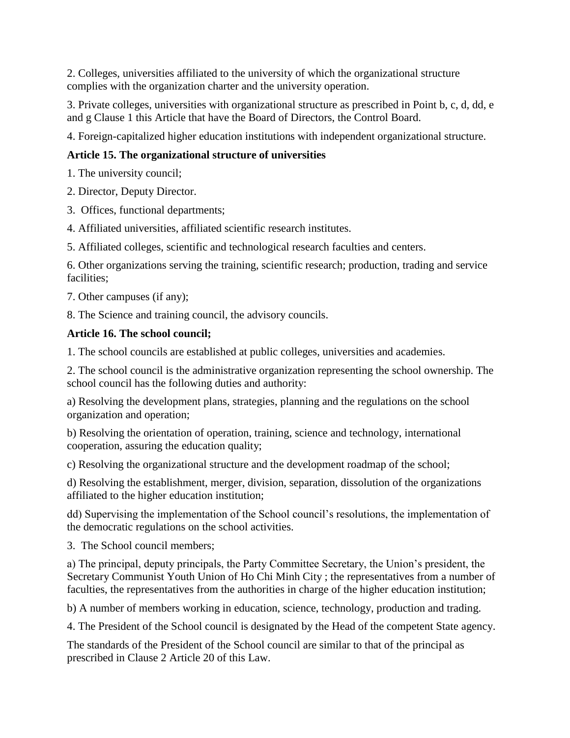2. Colleges, universities affiliated to the university of which the organizational structure complies with the organization charter and the university operation.

3. Private colleges, universities with organizational structure as prescribed in Point b, c, d, dd, e and g Clause 1 this Article that have the Board of Directors, the Control Board.

4. Foreign-capitalized higher education institutions with independent organizational structure.

**Article 15. The organizational structure of universities**

1. The university council;

2. Director, Deputy Director.

3. Offices, functional departments;

4. Affiliated universities, affiliated scientific research institutes.

5. Affiliated colleges, scientific and technological research faculties and centers.

6. Other organizations serving the training, scientific research; production, trading and service facilities;

7. Other campuses (if any);

8. The Science and training council, the advisory councils.

**Article 16. The school council;**

1. The school councils are established at public colleges, universities and academies.

2. The school council is the administrative organization representing the school ownership. The school council has the following duties and authority:

a) Resolving the development plans, strategies, planning and the regulations on the school organization and operation;

b) Resolving the orientation of operation, training, science and technology, international cooperation, assuring the education quality;

c) Resolving the organizational structure and the development roadmap of the school;

d) Resolving the establishment, merger, division, separation, dissolution of the organizations affiliated to the higher education institution;

dd) Supervising the implementation of the School council's resolutions, the implementation of the democratic regulations on the school activities.

3. The School council members;

a) The principal, deputy principals, the Party Committee Secretary, the Union's president, the Secretary Communist Youth Union of Ho Chi Minh City ; the representatives from a number of faculties, the representatives from the authorities in charge of the higher education institution;

b) A number of members working in education, science, technology, production and trading.

4. The President of the School council is designated by the Head of the competent State agency.

The standards of the President of the School council are similar to that of the principal as prescribed in Clause 2 Article 20 of this Law.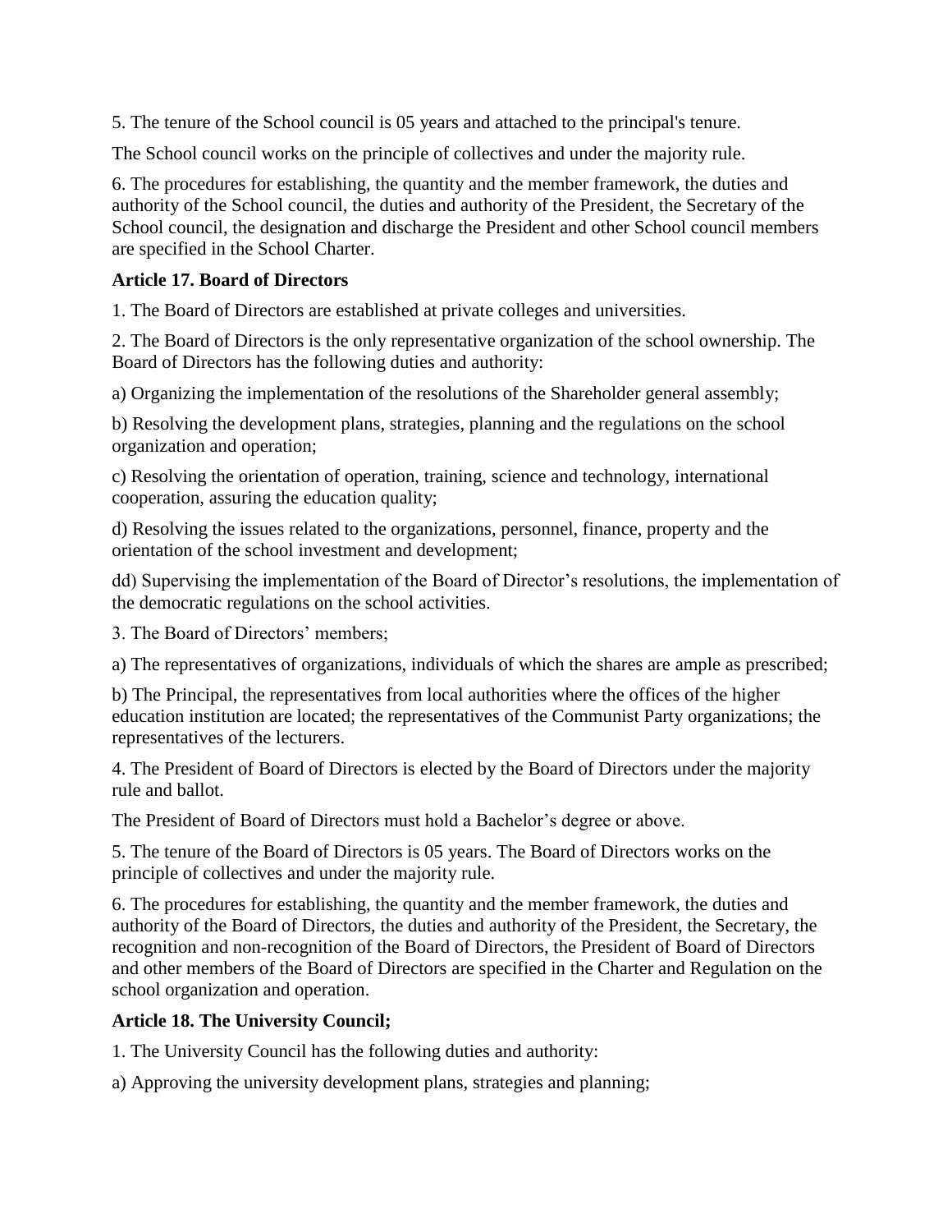5. The tenure of the School council is 05 years and attached to the principal's tenure.

The School council works on the principle of collectives and under the majority rule.

6. The procedures for establishing, the quantity and the member framework, the duties and authority of the School council, the duties and authority of the President, the Secretary of the School council, the designation and discharge the President and other School council members are specified in the School Charter.

**Article 17. Board of Directors**

1. The Board of Directors are established at private colleges and universities.

2. The Board of Directors is the only representative organization of the school ownership. The Board of Directors has the following duties and authority:

a) Organizing the implementation of the resolutions of the Shareholder general assembly;

b) Resolving the development plans, strategies, planning and the regulations on the school organization and operation;

c) Resolving the orientation of operation, training, science and technology, international cooperation, assuring the education quality;

d) Resolving the issues related to the organizations, personnel, finance, property and the orientation of the school investment and development;

dd) Supervising the implementation of the Board of Director's resolutions, the implementation of the democratic regulations on the school activities.

3. The Board of Directors' members;

a) The representatives of organizations, individuals of which the shares are ample as prescribed;

b) The Principal, the representatives from local authorities where the offices of the higher education institution are located; the representatives of the Communist Party organizations; the representatives of the lecturers.

4. The President of Board of Directors is elected by the Board of Directors under the majority rule and ballot.

The President of Board of Directors must hold a Bachelor's degree or above.

5. The tenure of the Board of Directors is 05 years. The Board of Directors works on the principle of collectives and under the majority rule.

6. The procedures for establishing, the quantity and the member framework, the duties and authority of the Board of Directors, the duties and authority of the President, the Secretary, the recognition and non-recognition of the Board of Directors, the President of Board of Directors and other members of the Board of Directors are specified in the Charter and Regulation on the school organization and operation.

**Article 18. The University Council;**

1. The University Council has the following duties and authority:

a) Approving the university development plans, strategies and planning;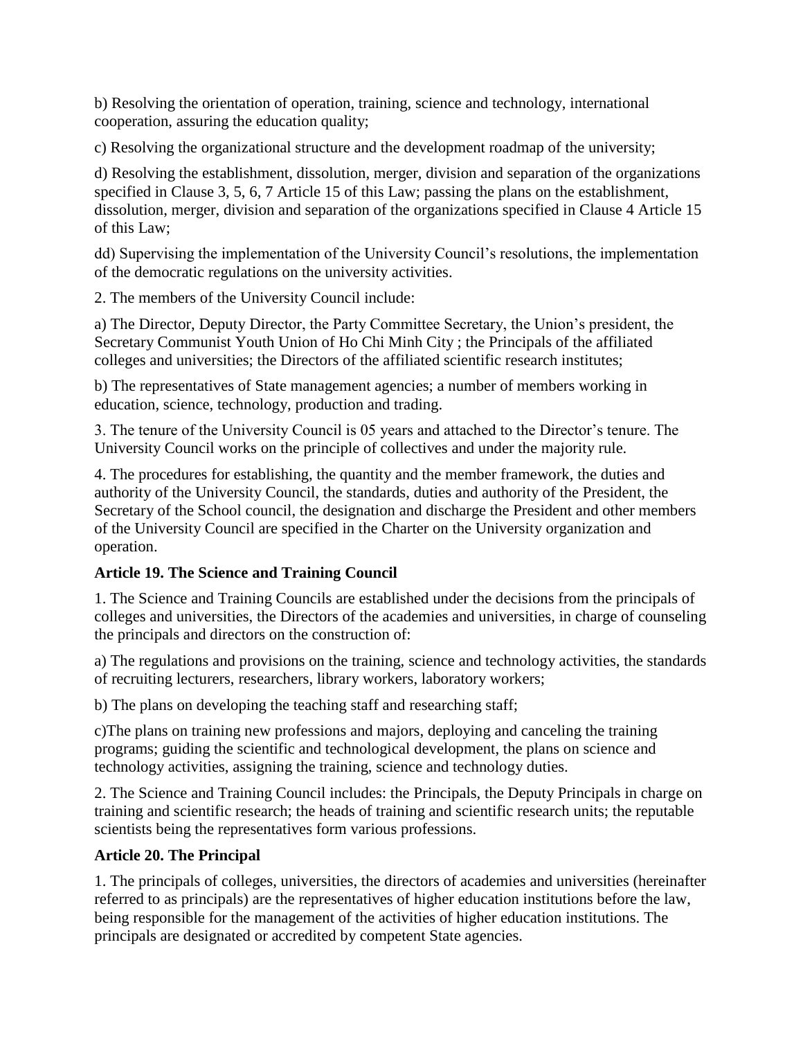b) Resolving the orientation of operation, training, science and technology, international cooperation, assuring the education quality;

c) Resolving the organizational structure and the development roadmap of the university;

d) Resolving the establishment, dissolution, merger, division and separation of the organizations specified in Clause 3, 5, 6, 7 Article 15 of this Law; passing the plans on the establishment, dissolution, merger, division and separation of the organizations specified in Clause 4 Article 15 of this Law;

dd) Supervising the implementation of the University Council's resolutions, the implementation of the democratic regulations on the university activities.

2. The members of the University Council include:

a) The Director, Deputy Director, the Party Committee Secretary, the Union's president, the Secretary Communist Youth Union of Ho Chi Minh City ; the Principals of the affiliated colleges and universities; the Directors of the affiliated scientific research institutes;

b) The representatives of State management agencies; a number of members working in education, science, technology, production and trading.

3. The tenure of the University Council is 05 years and attached to the Director's tenure. The University Council works on the principle of collectives and under the majority rule.

4. The procedures for establishing, the quantity and the member framework, the duties and authority of the University Council, the standards, duties and authority of the President, the Secretary of the School council, the designation and discharge the President and other members of the University Council are specified in the Charter on the University organization and operation.

**Article 19. The Science and Training Council**

1. The Science and Training Councils are established under the decisions from the principals of colleges and universities, the Directors of the academies and universities, in charge of counseling the principals and directors on the construction of:

a) The regulations and provisions on the training, science and technology activities, the standards of recruiting lecturers, researchers, library workers, laboratory workers;

b) The plans on developing the teaching staff and researching staff;

c)The plans on training new professions and majors, deploying and canceling the training programs; guiding the scientific and technological development, the plans on science and technology activities, assigning the training, science and technology duties.

2. The Science and Training Council includes: the Principals, the Deputy Principals in charge on training and scientific research; the heads of training and scientific research units; the reputable scientists being the representatives form various professions.

**Article 20. The Principal**

1. The principals of colleges, universities, the directors of academies and universities (hereinafter referred to as principals) are the representatives of higher education institutions before the law, being responsible for the management of the activities of higher education institutions. The principals are designated or accredited by competent State agencies.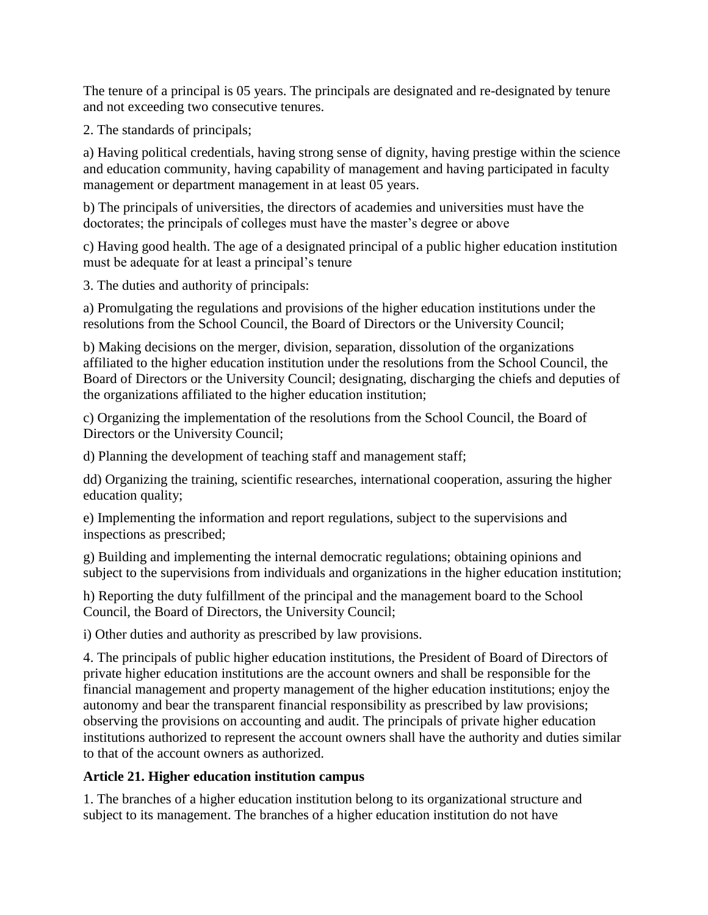The tenure of a principal is 05 years. The principals are designated and re-designated by tenure and not exceeding two consecutive tenures.

2. The standards of principals;

a) Having political credentials, having strong sense of dignity, having prestige within the science and education community, having capability of management and having participated in faculty management or department management in at least 05 years.

b) The principals of universities, the directors of academies and universities must have the doctorates; the principals of colleges must have the master's degree or above

c) Having good health. The age of a designated principal of a public higher education institution must be adequate for at least a principal's tenure

3. The duties and authority of principals:

a) Promulgating the regulations and provisions of the higher education institutions under the resolutions from the School Council, the Board of Directors or the University Council;

b) Making decisions on the merger, division, separation, dissolution of the organizations affiliated to the higher education institution under the resolutions from the School Council, the Board of Directors or the University Council; designating, discharging the chiefs and deputies of the organizations affiliated to the higher education institution;

c) Organizing the implementation of the resolutions from the School Council, the Board of Directors or the University Council;

d) Planning the development of teaching staff and management staff;

dd) Organizing the training, scientific researches, international cooperation, assuring the higher education quality;

e) Implementing the information and report regulations, subject to the supervisions and inspections as prescribed;

g) Building and implementing the internal democratic regulations; obtaining opinions and subject to the supervisions from individuals and organizations in the higher education institution;

h) Reporting the duty fulfillment of the principal and the management board to the School Council, the Board of Directors, the University Council;

i) Other duties and authority as prescribed by law provisions.

4. The principals of public higher education institutions, the President of Board of Directors of private higher education institutions are the account owners and shall be responsible for the financial management and property management of the higher education institutions; enjoy the autonomy and bear the transparent financial responsibility as prescribed by law provisions; observing the provisions on accounting and audit. The principals of private higher education institutions authorized to represent the account owners shall have the authority and duties similar to that of the account owners as authorized.

### Article 21. Higher education institution campus

1. The branches of a higher education institution belong to its organizational structure and subject to its management. The branches of a higher education institution do not have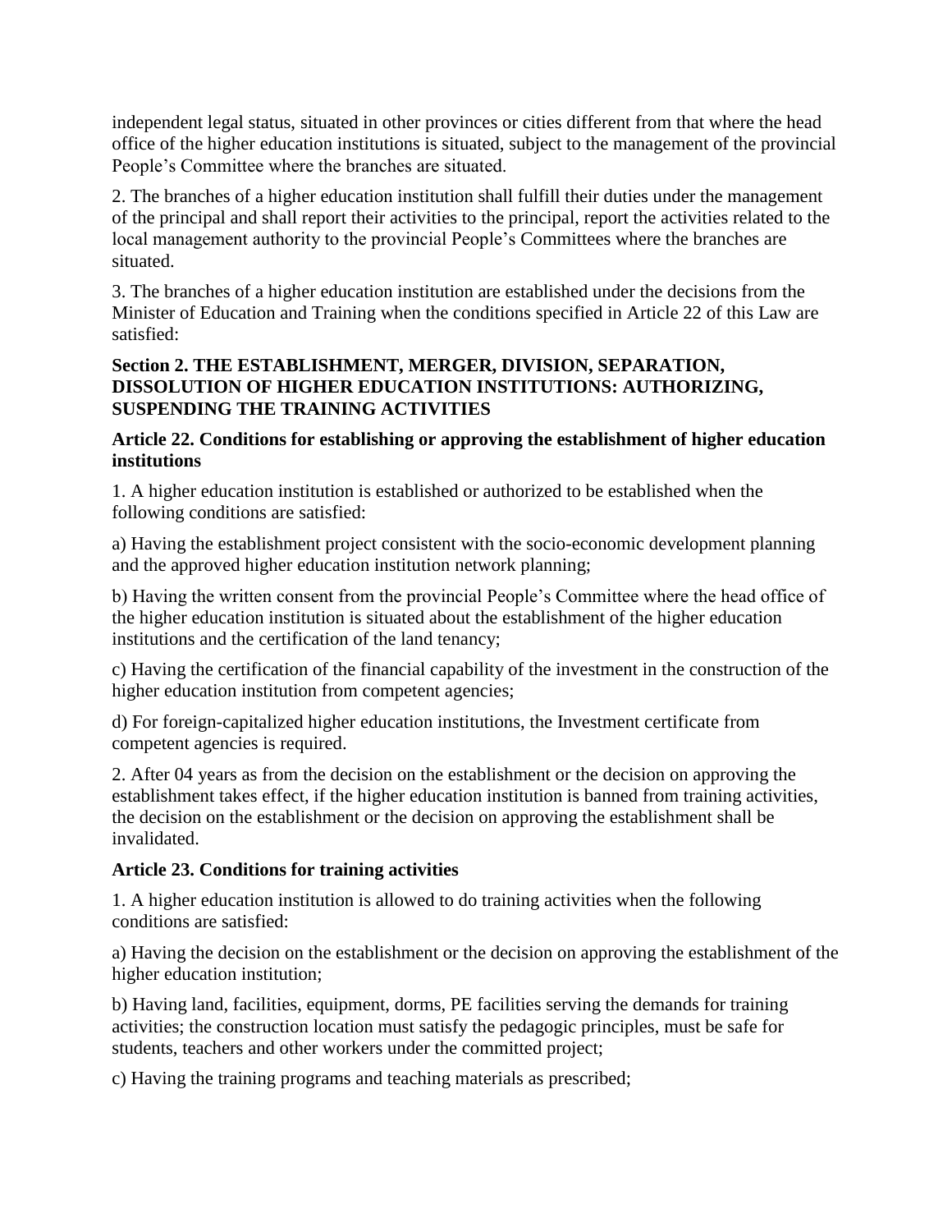independent legal status, situated in other provinces or cities different from that where the head office of the higher education institutions is situated, subject to the management of the provincial People's Committee where the branches are situated.

2. The branches of a higher education institution shall fulfill their duties under the management of the principal and shall report their activities to the principal, report the activities related to the local management authority to the provincial People's Committees where the branches are situated.

3. The branches of a higher education institution are established under the decisions from the Minister of Education and Training when the conditions specified in Article 22 of this Law are satisfied:

### Section 2. THE ESTABLISHMENT, MERGER, DIVISION, SEPARATION, DISSOLUTION OF HIGHER EDUCATION INSTITUTIONS: AUTHORIZING, SUSPENDING THE TRAINING ACTIVITIES

#### Article 22. Conditions for establishing or approving the establishment of higher education institutions

1. A higher education institution is established or authorized to be established when the following conditions are satisfied:

a) Having the establishment project consistent with the socio-economic development planning and the approved higher education institution network planning;

b) Having the written consent from the provincial People's Committee where the head office of the higher education institution is situated about the establishment of the higher education institutions and the certification of the land tenancy;

c) Having the certification of the financial capability of the investment in the construction of the higher education institution from competent agencies;

d) For foreign-capitalized higher education institutions, the Investment certificate from competent agencies is required.

2. After 04 years as from the decision on the establishment or the decision on approving the establishment takes effect, if the higher education institution is banned from training activities, the decision on the establishment or the decision on approving the establishment shall be invalidated.

#### Article 23. Conditions for training activities

1. A higher education institution is allowed to do training activities when the following conditions are satisfied:

a) Having the decision on the establishment or the decision on approving the establishment of the higher education institution;

b) Having land, facilities, equipment, dorms, PE facilities serving the demands for training activities; the construction location must satisfy the pedagogic principles, must be safe for students, teachers and other workers under the committed project;

c) Having the training programs and teaching materials as prescribed;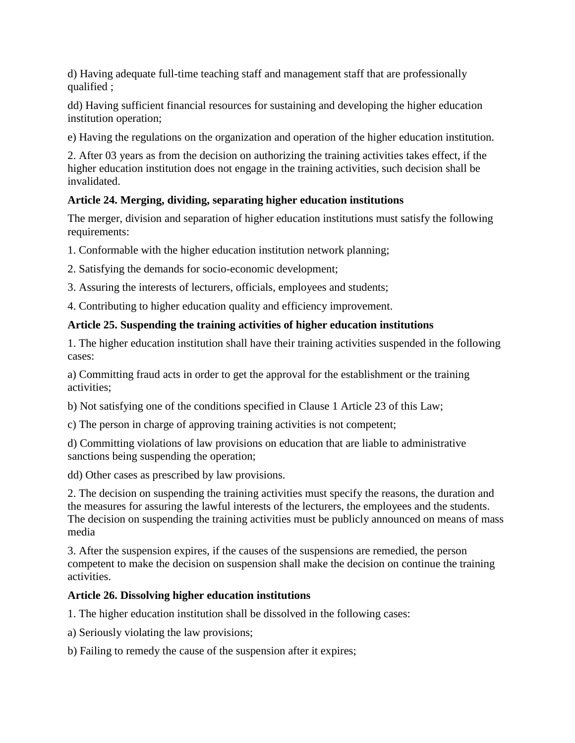d) Having adequate full-time teaching staff and management staff that are professionally qualified ;

dd) Having sufficient financial resources for sustaining and developing the higher education institution operation;

e) Having the regulations on the organization and operation of the higher education institution.

2. After 03 years as from the decision on authorizing the training activities takes effect, if the higher education institution does not engage in the training activities, such decision shall be invalidated.

**Article 24. Merging, dividing, separating higher education institutions**

The merger, division and separation of higher education institutions must satisfy the following requirements:

1. Conformable with the higher education institution network planning;

2. Satisfying the demands for socio-economic development;

3. Assuring the interests of lecturers, officials, employees and students;

4. Contributing to higher education quality and efficiency improvement.

**Article 25. Suspending the training activities of higher education institutions**

1. The higher education institution shall have their training activities suspended in the following cases:

a) Committing fraud acts in order to get the approval for the establishment or the training activities;

b) Not satisfying one of the conditions specified in Clause 1 Article 23 of this Law;

c) The person in charge of approving training activities is not competent;

d) Committing violations of law provisions on education that are liable to administrative sanctions being suspending the operation;

dd) Other cases as prescribed by law provisions.

2. The decision on suspending the training activities must specify the reasons, the duration and the measures for assuring the lawful interests of the lecturers, the employees and the students. The decision on suspending the training activities must be publicly announced on means of mass media

3. After the suspension expires, if the causes of the suspensions are remedied, the person competent to make the decision on suspension shall make the decision on continue the training activities.

**Article 26. Dissolving higher education institutions**

1. The higher education institution shall be dissolved in the following cases:

a) Seriously violating the law provisions;

b) Failing to remedy the cause of the suspension after it expires;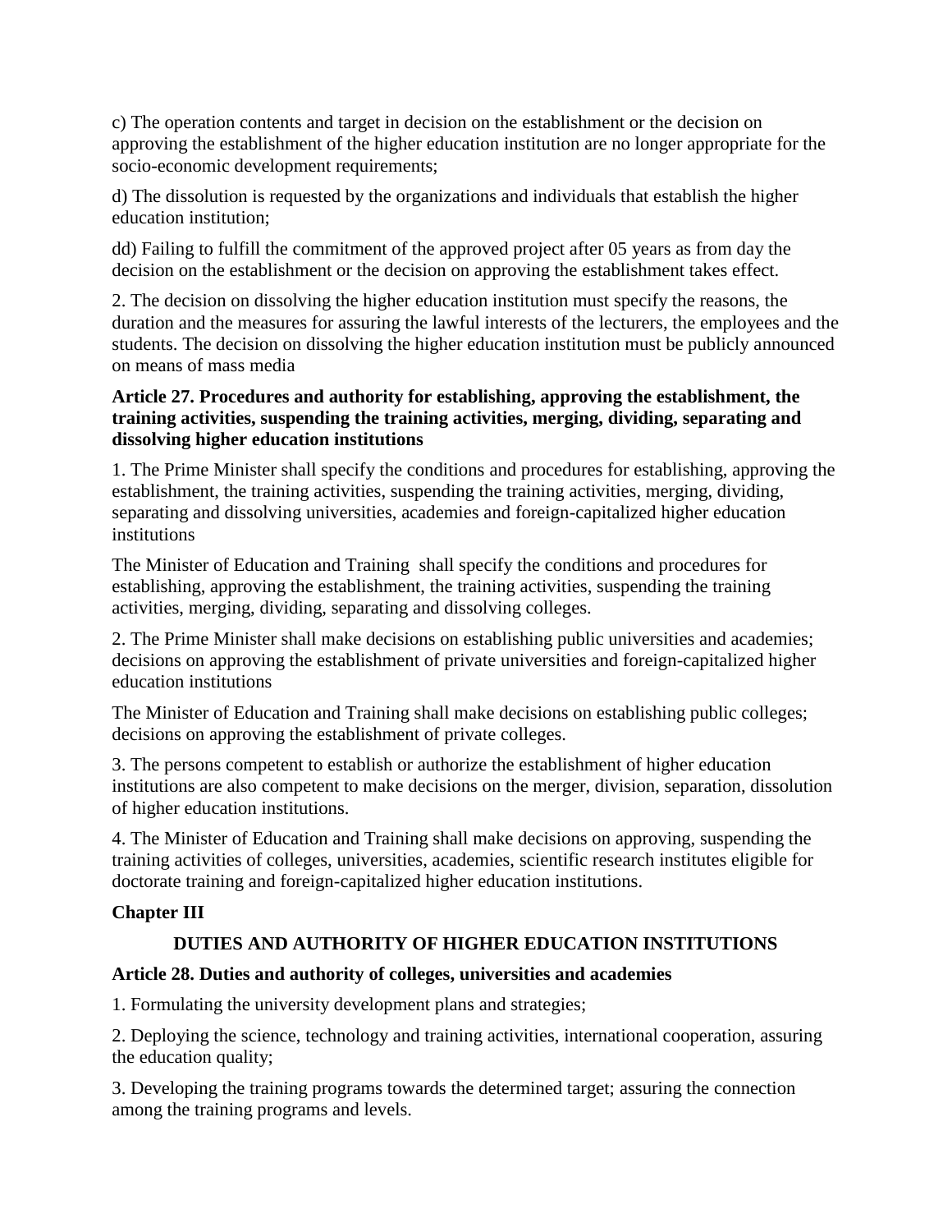c) The operation contents and target in decision on the establishment or the decision on approving the establishment of the higher education institution are no longer appropriate for the socio-economic development requirements;

d) The dissolution is requested by the organizations and individuals that establish the higher education institution;

dd) Failing to fulfill the commitment of the approved project after 05 years as from day the decision on the establishment or the decision on approving the establishment takes effect.

2. The decision on dissolving the higher education institution must specify the reasons, the duration and the measures for assuring the lawful interests of the lecturers, the employees and the students. The decision on dissolving the higher education institution must be publicly announced on means of mass media

**Article 27. Procedures and authority for establishing, approving the establishment, the training activities, suspending the training activities, merging, dividing, separating and dissolving higher education institutions**

1. The Prime Minister shall specify the conditions and procedures for establishing, approving the establishment, the training activities, suspending the training activities, merging, dividing, separating and dissolving universities, academies and foreign-capitalized higher education institutions

The Minister of Education and Training shall specify the conditions and procedures for establishing, approving the establishment, the training activities, suspending the training activities, merging, dividing, separating and dissolving colleges.

2. The Prime Minister shall make decisions on establishing public universities and academies; decisions on approving the establishment of private universities and foreign-capitalized higher education institutions

The Minister of Education and Training shall make decisions on establishing public colleges; decisions on approving the establishment of private colleges.

3. The persons competent to establish or authorize the establishment of higher education institutions are also competent to make decisions on the merger, division, separation, dissolution of higher education institutions.

4. The Minister of Education and Training shall make decisions on approving, suspending the training activities of colleges, universities, academies, scientific research institutes eligible for doctorate training and foreign-capitalized higher education institutions.

## Chapter III

## DUTIES AND AUTHORITY OF HIGHER EDUCATION INSTITUTIONS

**Article 28. Duties and authority of colleges, universities and academies**

1. Formulating the university development plans and strategies;

2. Deploying the science, technology and training activities, international cooperation, assuring the education quality;

3. Developing the training programs towards the determined target; assuring the connection among the training programs and levels.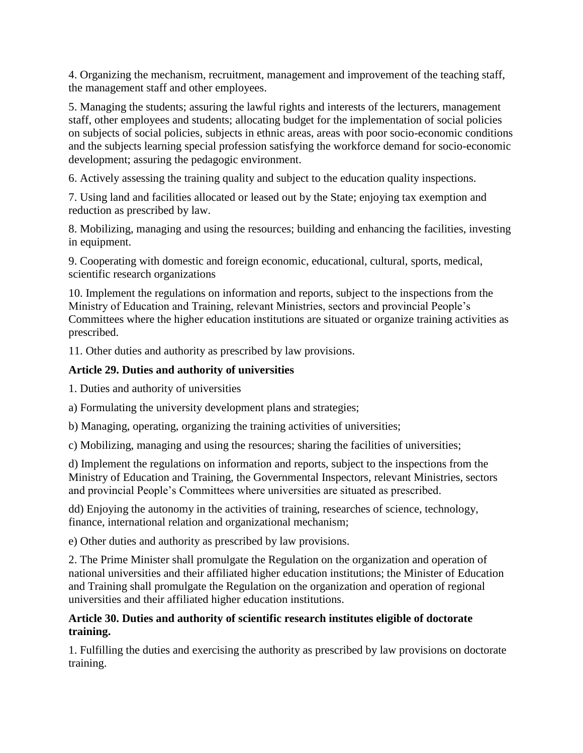4. Organizing the mechanism, recruitment, management and improvement of the teaching staff, the management staff and other employees.

5. Managing the students; assuring the lawful rights and interests of the lecturers, management staff, other employees and students; allocating budget for the implementation of social policies on subjects of social policies, subjects in ethnic areas, areas with poor socio-economic conditions and the subjects learning special profession satisfying the workforce demand for socio-economic development; assuring the pedagogic environment.

6. Actively assessing the training quality and subject to the education quality inspections.

7. Using land and facilities allocated or leased out by the State; enjoying tax exemption and reduction as prescribed by law.

8. Mobilizing, managing and using the resources; building and enhancing the facilities, investing in equipment.

9. Cooperating with domestic and foreign economic, educational, cultural, sports, medical, scientific research organizations

10. Implement the regulations on information and reports, subject to the inspections from the Ministry of Education and Training, relevant Ministries, sectors and provincial People's Committees where the higher education institutions are situated or organize training activities as prescribed.

11. Other duties and authority as prescribed by law provisions.

**Article 29. Duties and authority of universities**

1. Duties and authority of universities

a) Formulating the university development plans and strategies;

b) Managing, operating, organizing the training activities of universities;

c) Mobilizing, managing and using the resources; sharing the facilities of universities;

d) Implement the regulations on information and reports, subject to the inspections from the Ministry of Education and Training, the Governmental Inspectors, relevant Ministries, sectors and provincial People's Committees where universities are situated as prescribed.

dd) Enjoying the autonomy in the activities of training, researches of science, technology, finance, international relation and organizational mechanism;

e) Other duties and authority as prescribed by law provisions.

2. The Prime Minister shall promulgate the Regulation on the organization and operation of national universities and their affiliated higher education institutions; the Minister of Education and Training shall promulgate the Regulation on the organization and operation of regional universities and their affiliated higher education institutions.

**Article 30. Duties and authority of scientific research institutes eligible of doctorate training.**

1. Fulfilling the duties and exercising the authority as prescribed by law provisions on doctorate training.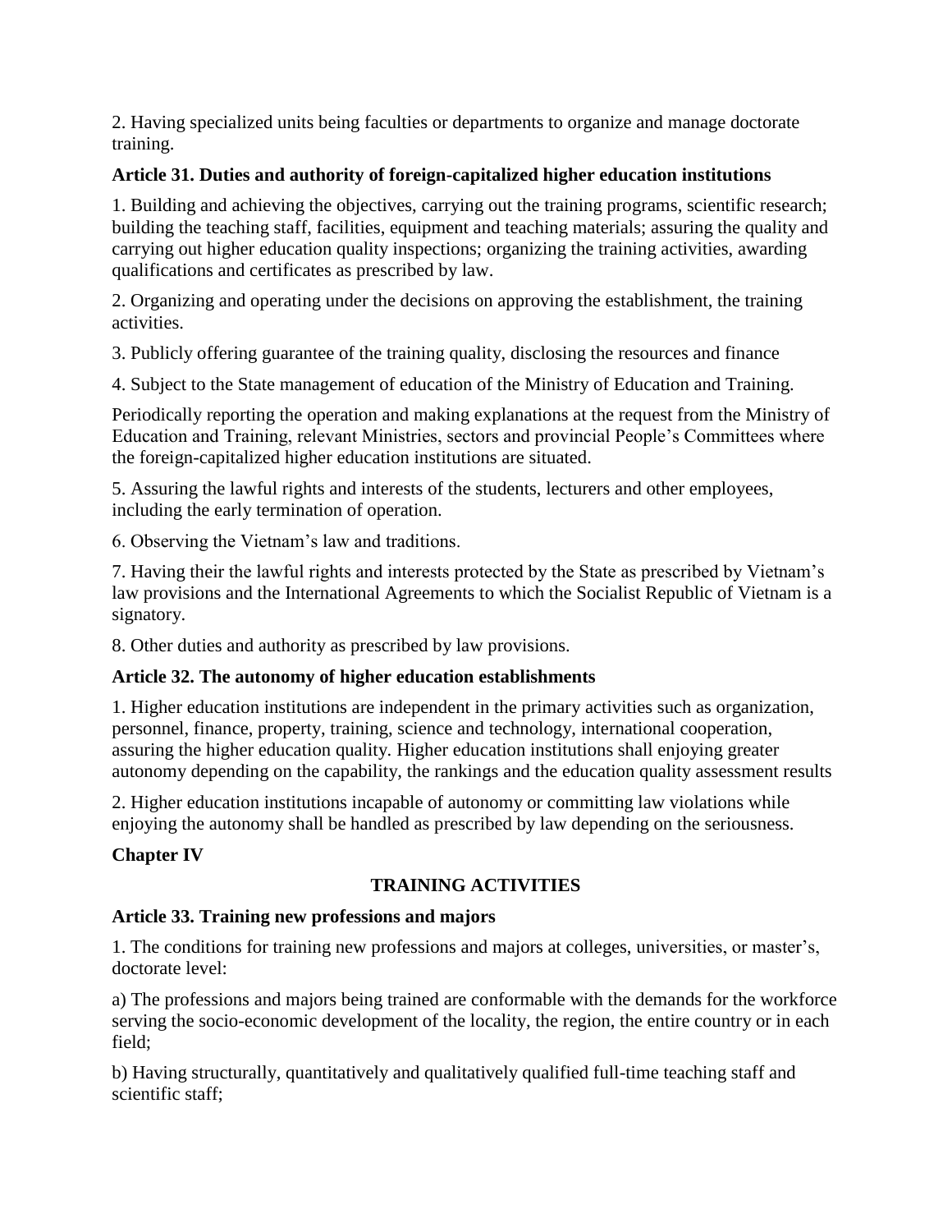2. Having specialized units being faculties or departments to organize and manage doctorate training.

**Article 31. Duties and authority of foreign-capitalized higher education institutions**

1. Building and achieving the objectives, carrying out the training programs, scientific research; building the teaching staff, facilities, equipment and teaching materials; assuring the quality and carrying out higher education quality inspections; organizing the training activities, awarding qualifications and certificates as prescribed by law.

2. Organizing and operating under the decisions on approving the establishment, the training activities.

3. Publicly offering guarantee of the training quality, disclosing the resources and finance

4. Subject to the State management of education of the Ministry of Education and Training.

Periodically reporting the operation and making explanations at the request from the Ministry of Education and Training, relevant Ministries, sectors and provincial People's Committees where the foreign-capitalized higher education institutions are situated.

5. Assuring the lawful rights and interests of the students, lecturers and other employees, including the early termination of operation.

6. Observing the Vietnam's law and traditions.

7. Having their the lawful rights and interests protected by the State as prescribed by Vietnam's law provisions and the International Agreements to which the Socialist Republic of Vietnam is a signatory.

8. Other duties and authority as prescribed by law provisions.

**Article 32. The autonomy of higher education establishments**

1. Higher education institutions are independent in the primary activities such as organization, personnel, finance, property, training, science and technology, international cooperation, assuring the higher education quality. Higher education institutions shall enjoying greater autonomy depending on the capability, the rankings and the education quality assessment results

2. Higher education institutions incapable of autonomy or committing law violations while enjoying the autonomy shall be handled as prescribed by law depending on the seriousness.

**Chapter IV**

**TRAINING ACTIVITIES**

**Article 33. Training new professions and majors**

1. The conditions for training new professions and majors at colleges, universities, or master's, doctorate level:

a) The professions and majors being trained are conformable with the demands for the workforce serving the socio-economic development of the locality, the region, the entire country or in each field;

b) Having structurally, quantitatively and qualitatively qualified full-time teaching staff and scientific staff;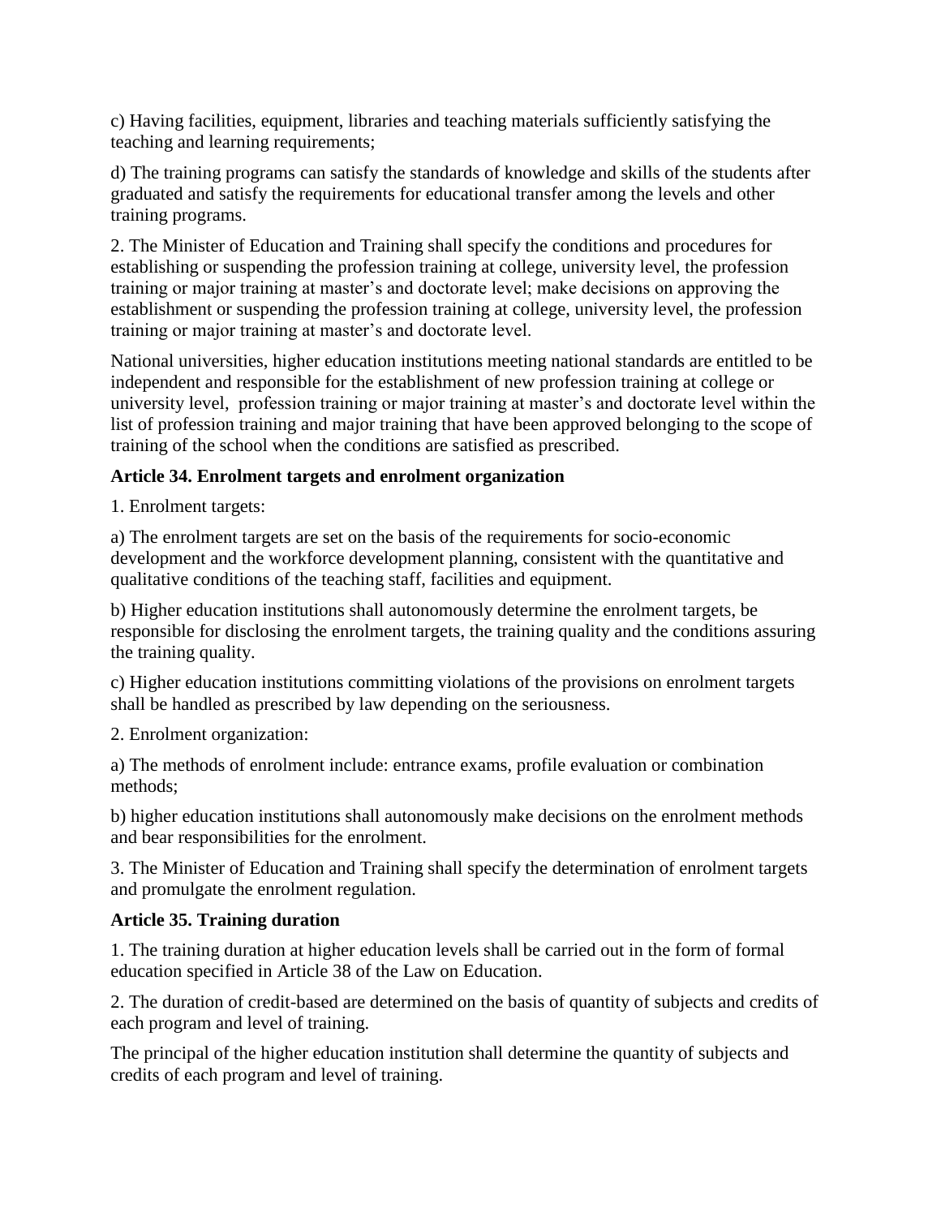c) Having facilities, equipment, libraries and teaching materials sufficiently satisfying the teaching and learning requirements;

d) The training programs can satisfy the standards of knowledge and skills of the students after graduated and satisfy the requirements for educational transfer among the levels and other training programs.

2. The Minister of Education and Training shall specify the conditions and procedures for establishing or suspending the profession training at college, university level, the profession training or major training at master's and doctorate level; make decisions on approving the establishment or suspending the profession training at college, university level, the profession training or major training at master's and doctorate level.

National universities, higher education institutions meeting national standards are entitled to be independent and responsible for the establishment of new profession training at college or university level, profession training or major training at master's and doctorate level within the list of profession training and major training that have been approved belonging to the scope of training of the school when the conditions are satisfied as prescribed.

**Article 34. Enrolment targets and enrolment organization**

1. Enrolment targets:

a) The enrolment targets are set on the basis of the requirements for socio-economic development and the workforce development planning, consistent with the quantitative and qualitative conditions of the teaching staff, facilities and equipment.

b) Higher education institutions shall autonomously determine the enrolment targets, be responsible for disclosing the enrolment targets, the training quality and the conditions assuring the training quality.

c) Higher education institutions committing violations of the provisions on enrolment targets shall be handled as prescribed by law depending on the seriousness.

2. Enrolment organization:

a) The methods of enrolment include: entrance exams, profile evaluation or combination methods;

b) higher education institutions shall autonomously make decisions on the enrolment methods and bear responsibilities for the enrolment.

3. The Minister of Education and Training shall specify the determination of enrolment targets and promulgate the enrolment regulation.

**Article 35. Training duration**

1. The training duration at higher education levels shall be carried out in the form of formal education specified in Article 38 of the Law on Education.

2. The duration of credit-based are determined on the basis of quantity of subjects and credits of each program and level of training.

The principal of the higher education institution shall determine the quantity of subjects and credits of each program and level of training.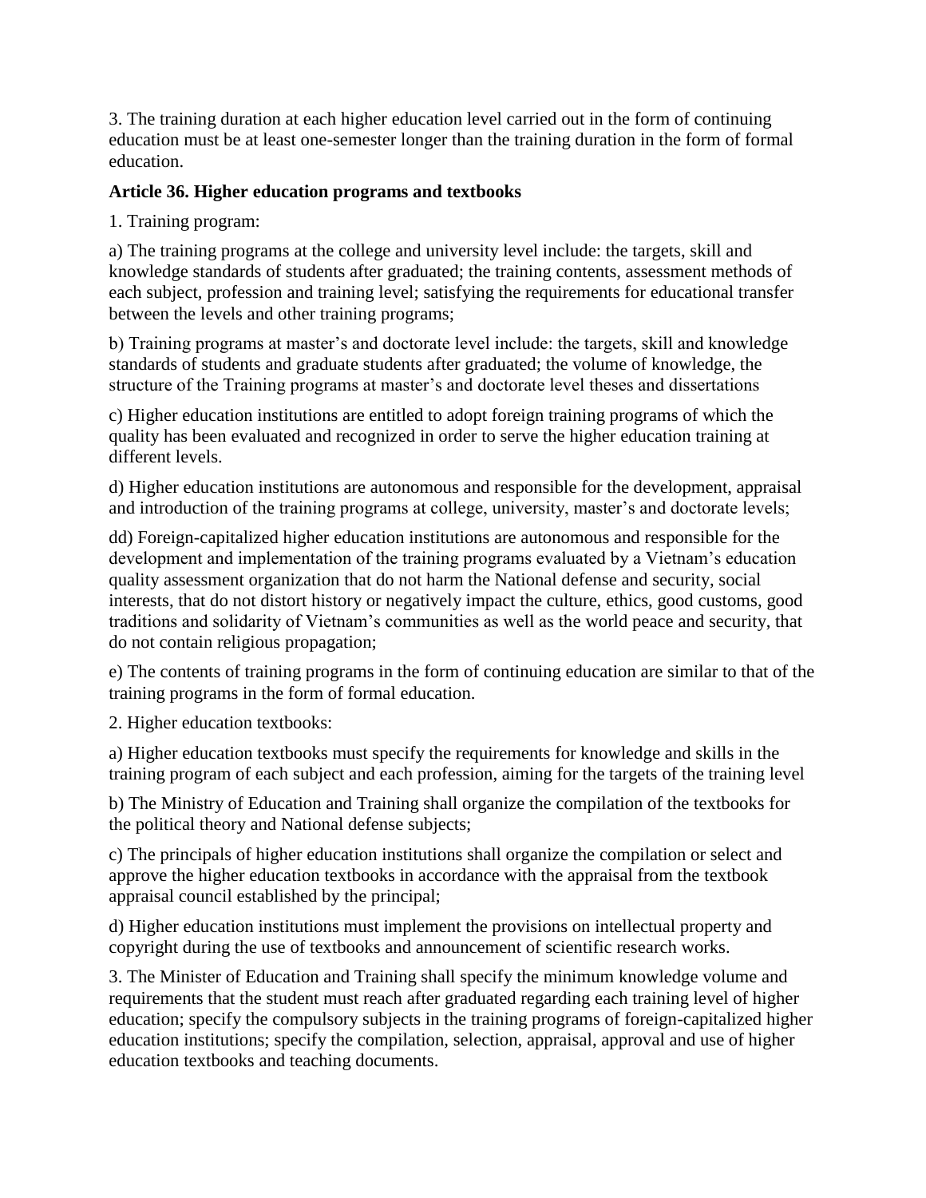3. The training duration at each higher education level carried out in the form of continuing education must be at least one-semester longer than the training duration in the form of formal education.

**Article 36. Higher education programs and textbooks**

1. Training program:

a) The training programs at the college and university level include: the targets, skill and knowledge standards of students after graduated; the training contents, assessment methods of each subject, profession and training level; satisfying the requirements for educational transfer between the levels and other training programs;

b) Training programs at master's and doctorate level include: the targets, skill and knowledge standards of students and graduate students after graduated; the volume of knowledge, the structure of the Training programs at master's and doctorate level theses and dissertations

c) Higher education institutions are entitled to adopt foreign training programs of which the quality has been evaluated and recognized in order to serve the higher education training at different levels.

d) Higher education institutions are autonomous and responsible for the development, appraisal and introduction of the training programs at college, university, master's and doctorate levels;

dd) Foreign-capitalized higher education institutions are autonomous and responsible for the development and implementation of the training programs evaluated by a Vietnam's education quality assessment organization that do not harm the National defense and security, social interests, that do not distort history or negatively impact the culture, ethics, good customs, good traditions and solidarity of Vietnam's communities as well as the world peace and security, that do not contain religious propagation;

e) The contents of training programs in the form of continuing education are similar to that of the training programs in the form of formal education.

2. Higher education textbooks:

a) Higher education textbooks must specify the requirements for knowledge and skills in the training program of each subject and each profession, aiming for the targets of the training level

b) The Ministry of Education and Training shall organize the compilation of the textbooks for the political theory and National defense subjects;

c) The principals of higher education institutions shall organize the compilation or select and approve the higher education textbooks in accordance with the appraisal from the textbook appraisal council established by the principal;

d) Higher education institutions must implement the provisions on intellectual property and copyright during the use of textbooks and announcement of scientific research works.

3. The Minister of Education and Training shall specify the minimum knowledge volume and requirements that the student must reach after graduated regarding each training level of higher education; specify the compulsory subjects in the training programs of foreign-capitalized higher education institutions; specify the compilation, selection, appraisal, approval and use of higher education textbooks and teaching documents.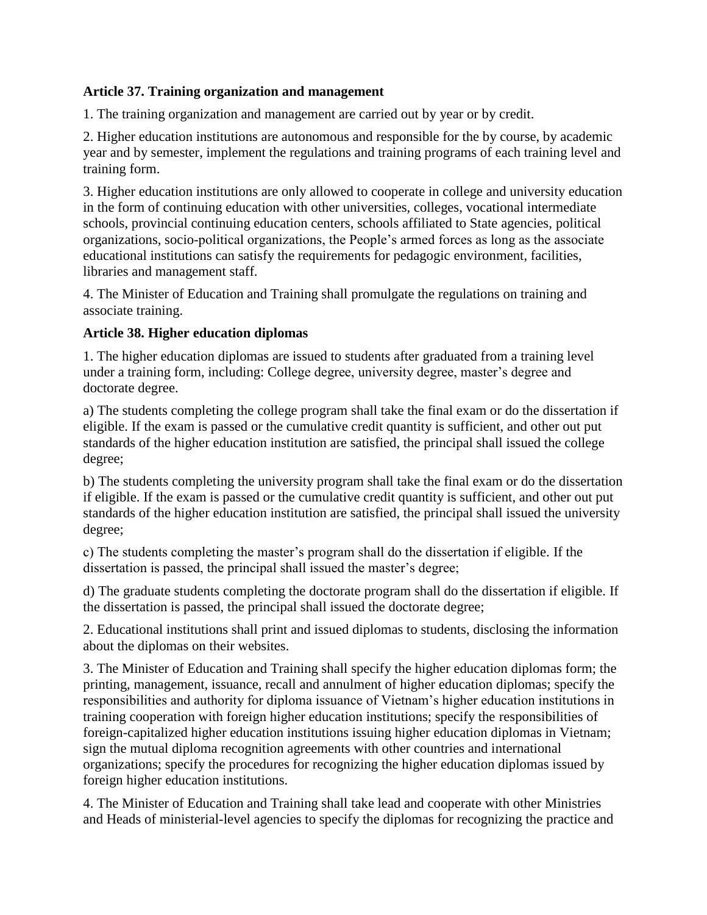**Article 37. Training organization and management**

1. The training organization and management are carried out by year or by credit.

2. Higher education institutions are autonomous and responsible for the by course, by academic year and by semester, implement the regulations and training programs of each training level and training form.

3. Higher education institutions are only allowed to cooperate in college and university education in the form of continuing education with other universities, colleges, vocational intermediate schools, provincial continuing education centers, schools affiliated to State agencies, political organizations, socio-political organizations, the People's armed forces as long as the associate educational institutions can satisfy the requirements for pedagogic environment, facilities, libraries and management staff.

4. The Minister of Education and Training shall promulgate the regulations on training and associate training.

**Article 38. Higher education diplomas**

1. The higher education diplomas are issued to students after graduated from a training level under a training form, including: College degree, university degree, master's degree and doctorate degree.

a) The students completing the college program shall take the final exam or do the dissertation if eligible. If the exam is passed or the cumulative credit quantity is sufficient, and other out put standards of the higher education institution are satisfied, the principal shall issued the college degree;

b) The students completing the university program shall take the final exam or do the dissertation if eligible. If the exam is passed or the cumulative credit quantity is sufficient, and other out put standards of the higher education institution are satisfied, the principal shall issued the university degree;

c) The students completing the master's program shall do the dissertation if eligible. If the dissertation is passed, the principal shall issued the master's degree;

d) The graduate students completing the doctorate program shall do the dissertation if eligible. If the dissertation is passed, the principal shall issued the doctorate degree;

2. Educational institutions shall print and issued diplomas to students, disclosing the information about the diplomas on their websites.

3. The Minister of Education and Training shall specify the higher education diplomas form; the printing, management, issuance, recall and annulment of higher education diplomas; specify the responsibilities and authority for diploma issuance of Vietnam's higher education institutions in training cooperation with foreign higher education institutions; specify the responsibilities of foreign-capitalized higher education institutions issuing higher education diplomas in Vietnam; sign the mutual diploma recognition agreements with other countries and international organizations; specify the procedures for recognizing the higher education diplomas issued by foreign higher education institutions.

4. The Minister of Education and Training shall take lead and cooperate with other Ministries and Heads of ministerial-level agencies to specify the diplomas for recognizing the practice and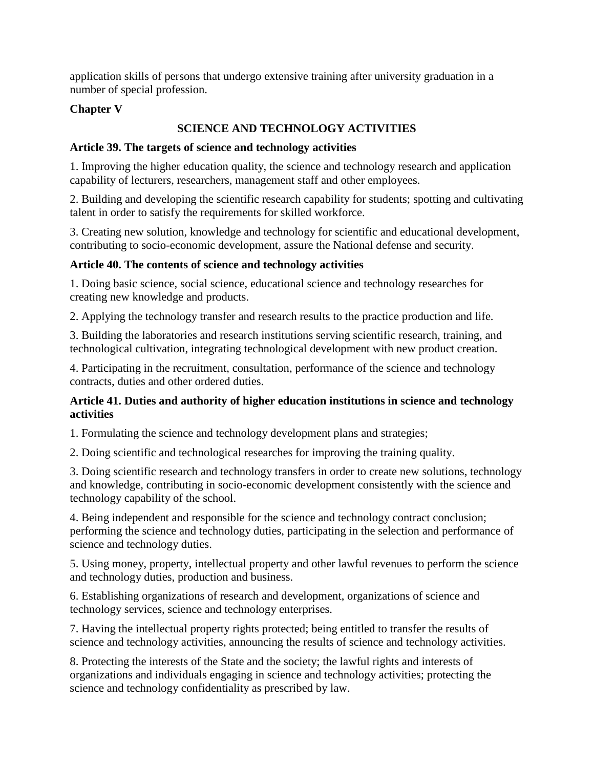application skills of persons that undergo extensive training after university graduation in a number of special profession.

## Chapter V

## SCIENCE AND TECHNOLOGY ACTIVITIES

### Article 39. The targets of science and technology activities

1. Improving the higher education quality, the science and technology research and application capability of lecturers, researchers, management staff and other employees.

2. Building and developing the scientific research capability for students; spotting and cultivating talent in order to satisfy the requirements for skilled workforce.

3. Creating new solution, knowledge and technology for scientific and educational development, contributing to socio-economic development, assure the National defense and security.

### Article 40. The contents of science and technology activities

1. Doing basic science, social science, educational science and technology researches for creating new knowledge and products.

2. Applying the technology transfer and research results to the practice production and life.

3. Building the laboratories and research institutions serving scientific research, training, and technological cultivation, integrating technological development with new product creation.

4. Participating in the recruitment, consultation, performance of the science and technology contracts, duties and other ordered duties.

### Article 41. Duties and authority of higher education institutions in science and technology activities

1. Formulating the science and technology development plans and strategies;

2. Doing scientific and technological researches for improving the training quality.

3. Doing scientific research and technology transfers in order to create new solutions, technology and knowledge, contributing in socio-economic development consistently with the science and technology capability of the school.

4. Being independent and responsible for the science and technology contract conclusion; performing the science and technology duties, participating in the selection and performance of science and technology duties.

5. Using money, property, intellectual property and other lawful revenues to perform the science and technology duties, production and business.

6. Establishing organizations of research and development, organizations of science and technology services, science and technology enterprises.

7. Having the intellectual property rights protected; being entitled to transfer the results of science and technology activities, announcing the results of science and technology activities.

8. Protecting the interests of the State and the society; the lawful rights and interests of organizations and individuals engaging in science and technology activities; protecting the science and technology confidentiality as prescribed by law.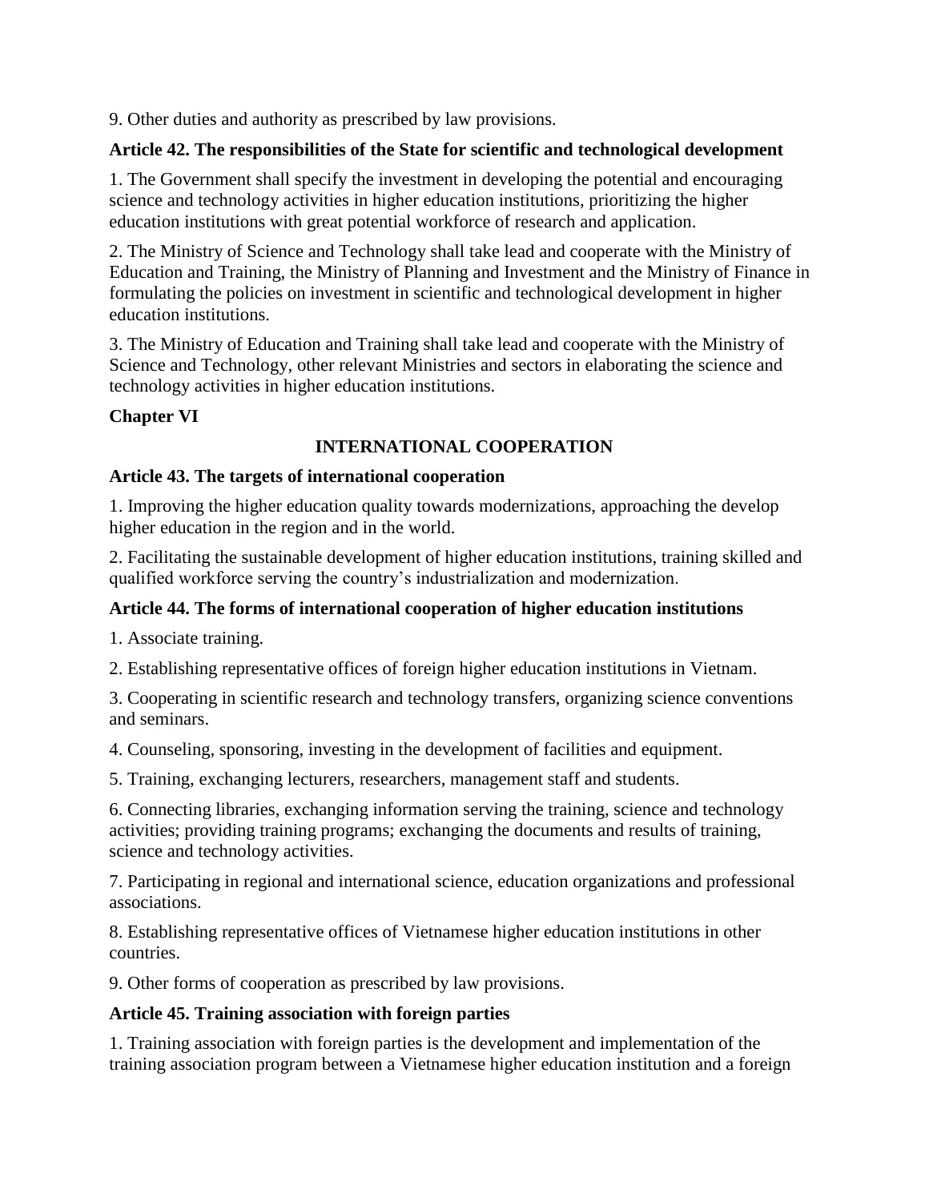9. Other duties and authority as prescribed by law provisions.

**Article 42. The responsibilities of the State for scientific and technological development**

1. The Government shall specify the investment in developing the potential and encouraging science and technology activities in higher education institutions, prioritizing the higher education institutions with great potential workforce of research and application.

2. The Ministry of Science and Technology shall take lead and cooperate with the Ministry of Education and Training, the Ministry of Planning and Investment and the Ministry of Finance in formulating the policies on investment in scientific and technological development in higher education institutions.

3. The Ministry of Education and Training shall take lead and cooperate with the Ministry of Science and Technology, other relevant Ministries and sectors in elaborating the science and technology activities in higher education institutions.

## Chapter VI

## INTERNATIONAL COOPERATION

**Article 43. The targets of international cooperation**

1. Improving the higher education quality towards modernizations, approaching the develop higher education in the region and in the world.

2. Facilitating the sustainable development of higher education institutions, training skilled and qualified workforce serving the country's industrialization and modernization.

**Article 44. The forms of international cooperation of higher education institutions**

1. Associate training.

2. Establishing representative offices of foreign higher education institutions in Vietnam.

3. Cooperating in scientific research and technology transfers, organizing science conventions and seminars.

4. Counseling, sponsoring, investing in the development of facilities and equipment.

5. Training, exchanging lecturers, researchers, management staff and students.

6. Connecting libraries, exchanging information serving the training, science and technology activities; providing training programs; exchanging the documents and results of training, science and technology activities.

7. Participating in regional and international science, education organizations and professional associations.

8. Establishing representative offices of Vietnamese higher education institutions in other countries.

9. Other forms of cooperation as prescribed by law provisions.

**Article 45. Training association with foreign parties**

1. Training association with foreign parties is the development and implementation of the training association program between a Vietnamese higher education institution and a foreign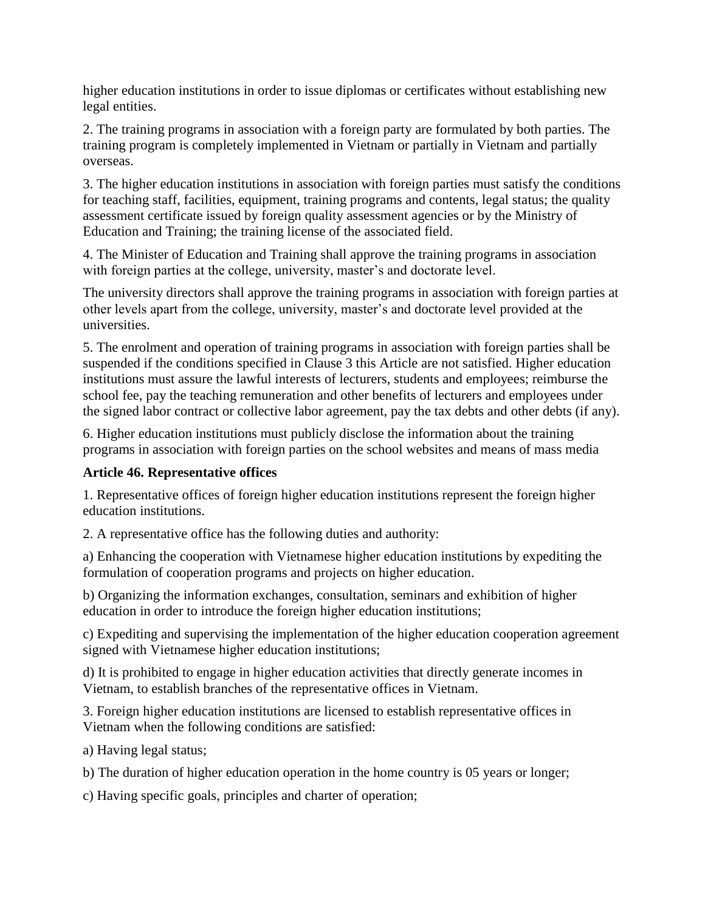higher education institutions in order to issue diplomas or certificates without establishing new legal entities.

2. The training programs in association with a foreign party are formulated by both parties. The training program is completely implemented in Vietnam or partially in Vietnam and partially overseas.

3. The higher education institutions in association with foreign parties must satisfy the conditions for teaching staff, facilities, equipment, training programs and contents, legal status; the quality assessment certificate issued by foreign quality assessment agencies or by the Ministry of Education and Training; the training license of the associated field.

4. The Minister of Education and Training shall approve the training programs in association with foreign parties at the college, university, master's and doctorate level.

The university directors shall approve the training programs in association with foreign parties at other levels apart from the college, university, master's and doctorate level provided at the universities.

5. The enrolment and operation of training programs in association with foreign parties shall be suspended if the conditions specified in Clause 3 this Article are not satisfied. Higher education institutions must assure the lawful interests of lecturers, students and employees; reimburse the school fee, pay the teaching remuneration and other benefits of lecturers and employees under the signed labor contract or collective labor agreement, pay the tax debts and other debts (if any).

6. Higher education institutions must publicly disclose the information about the training programs in association with foreign parties on the school websites and means of mass media

**Article 46. Representative offices**

1. Representative offices of foreign higher education institutions represent the foreign higher education institutions.

2. A representative office has the following duties and authority:

a) Enhancing the cooperation with Vietnamese higher education institutions by expediting the formulation of cooperation programs and projects on higher education.

b) Organizing the information exchanges, consultation, seminars and exhibition of higher education in order to introduce the foreign higher education institutions;

c) Expediting and supervising the implementation of the higher education cooperation agreement signed with Vietnamese higher education institutions;

d) It is prohibited to engage in higher education activities that directly generate incomes in Vietnam, to establish branches of the representative offices in Vietnam.

3. Foreign higher education institutions are licensed to establish representative offices in Vietnam when the following conditions are satisfied:

a) Having legal status;

b) The duration of higher education operation in the home country is 05 years or longer;

c) Having specific goals, principles and charter of operation;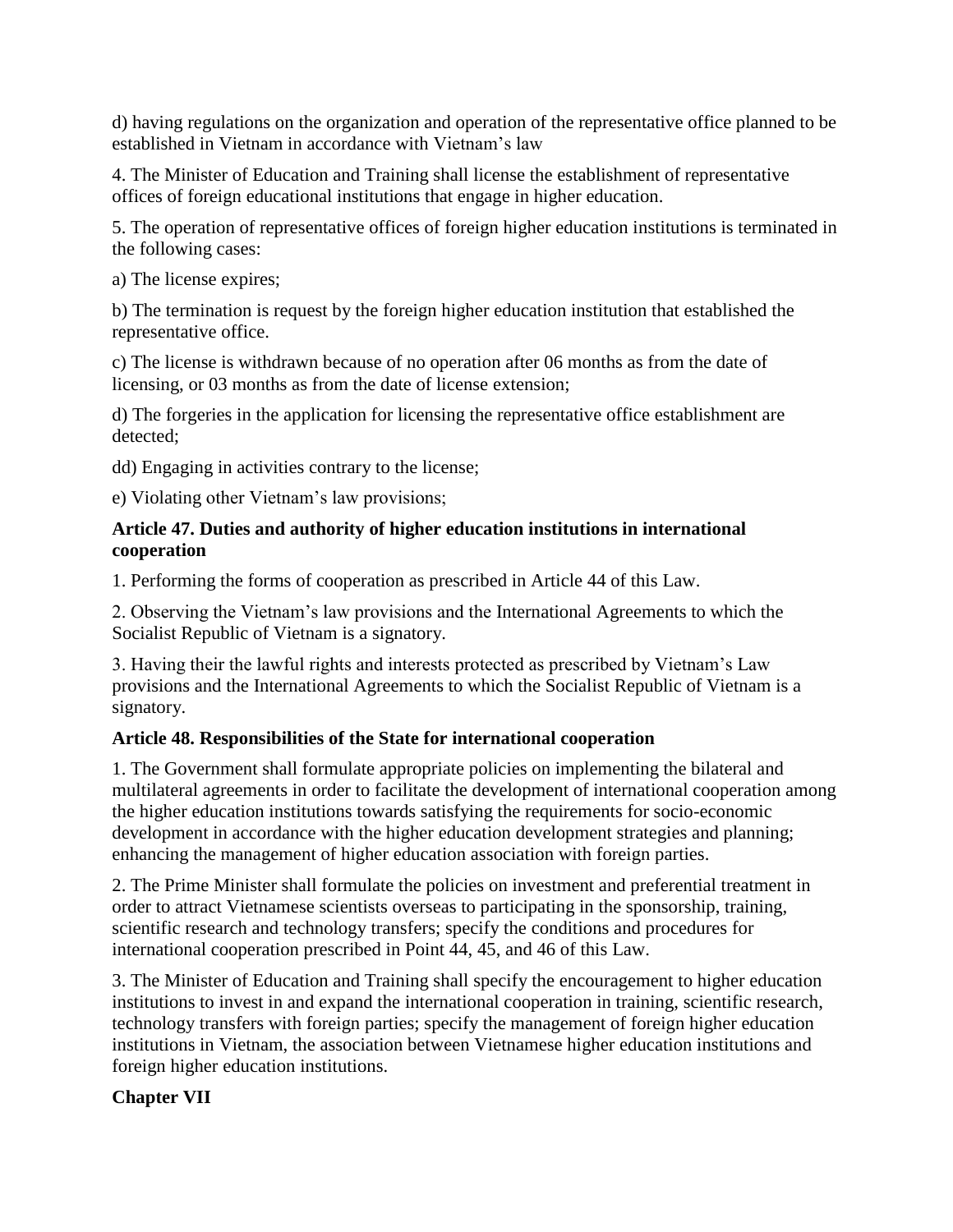d) having regulations on the organization and operation of the representative office planned to be established in Vietnam in accordance with Vietnam's law

4. The Minister of Education and Training shall license the establishment of representative offices of foreign educational institutions that engage in higher education.

5. The operation of representative offices of foreign higher education institutions is terminated in the following cases:

a) The license expires;

b) The termination is request by the foreign higher education institution that established the representative office.

c) The license is withdrawn because of no operation after 06 months as from the date of licensing, or 03 months as from the date of license extension;

d) The forgeries in the application for licensing the representative office establishment are detected;

dd) Engaging in activities contrary to the license;

e) Violating other Vietnam's law provisions;

**Article 47. Duties and authority of higher education institutions in international cooperation**

1. Performing the forms of cooperation as prescribed in Article 44 of this Law.

2. Observing the Vietnam's law provisions and the International Agreements to which the Socialist Republic of Vietnam is a signatory.

3. Having their the lawful rights and interests protected as prescribed by Vietnam's Law provisions and the International Agreements to which the Socialist Republic of Vietnam is a signatory.

**Article 48. Responsibilities of the State for international cooperation**

1. The Government shall formulate appropriate policies on implementing the bilateral and multilateral agreements in order to facilitate the development of international cooperation among the higher education institutions towards satisfying the requirements for socio-economic development in accordance with the higher education development strategies and planning; enhancing the management of higher education association with foreign parties.

2. The Prime Minister shall formulate the policies on investment and preferential treatment in order to attract Vietnamese scientists overseas to participating in the sponsorship, training, scientific research and technology transfers; specify the conditions and procedures for international cooperation prescribed in Point 44, 45, and 46 of this Law.

3. The Minister of Education and Training shall specify the encouragement to higher education institutions to invest in and expand the international cooperation in training, scientific research, technology transfers with foreign parties; specify the management of foreign higher education institutions in Vietnam, the association between Vietnamese higher education institutions and foreign higher education institutions.

**Chapter VII**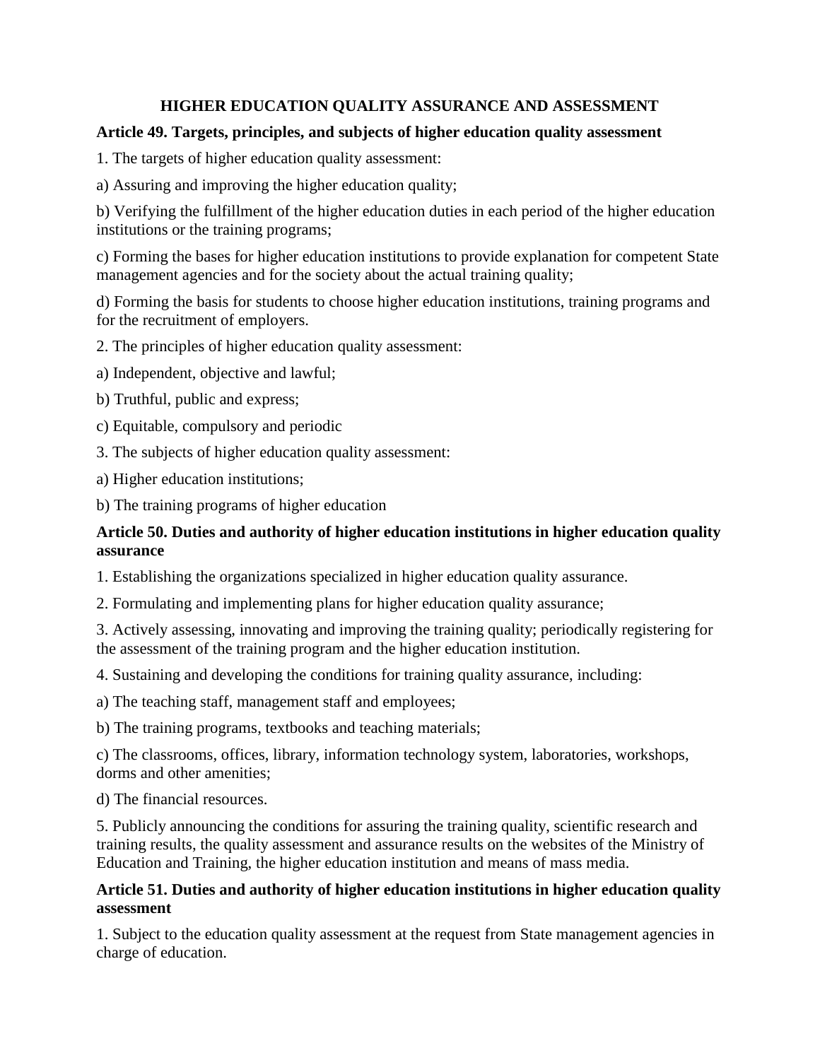## HIGHER EDUCATION QUALITY ASSURANCE AND ASSESSMENT

### Article 49. Targets, principles, and subjects of higher education quality assessment

1. The targets of higher education quality assessment:

a) Assuring and improving the higher education quality;

b) Verifying the fulfillment of the higher education duties in each period of the higher education institutions or the training programs;

c) Forming the bases for higher education institutions to provide explanation for competent State management agencies and for the society about the actual training quality;

d) Forming the basis for students to choose higher education institutions, training programs and for the recruitment of employers.

2. The principles of higher education quality assessment:

a) Independent, objective and lawful;

b) Truthful, public and express;

c) Equitable, compulsory and periodic

3. The subjects of higher education quality assessment:

a) Higher education institutions;

b) The training programs of higher education

### Article 50. Duties and authority of higher education institutions in higher education quality assurance

1. Establishing the organizations specialized in higher education quality assurance.

2. Formulating and implementing plans for higher education quality assurance;

3. Actively assessing, innovating and improving the training quality; periodically registering for the assessment of the training program and the higher education institution.

4. Sustaining and developing the conditions for training quality assurance, including:

a) The teaching staff, management staff and employees;

b) The training programs, textbooks and teaching materials;

c) The classrooms, offices, library, information technology system, laboratories, workshops, dorms and other amenities;

d) The financial resources.

5. Publicly announcing the conditions for assuring the training quality, scientific research and training results, the quality assessment and assurance results on the websites of the Ministry of Education and Training, the higher education institution and means of mass media.

### Article 51. Duties and authority of higher education institutions in higher education quality assessment

1. Subject to the education quality assessment at the request from State management agencies in charge of education.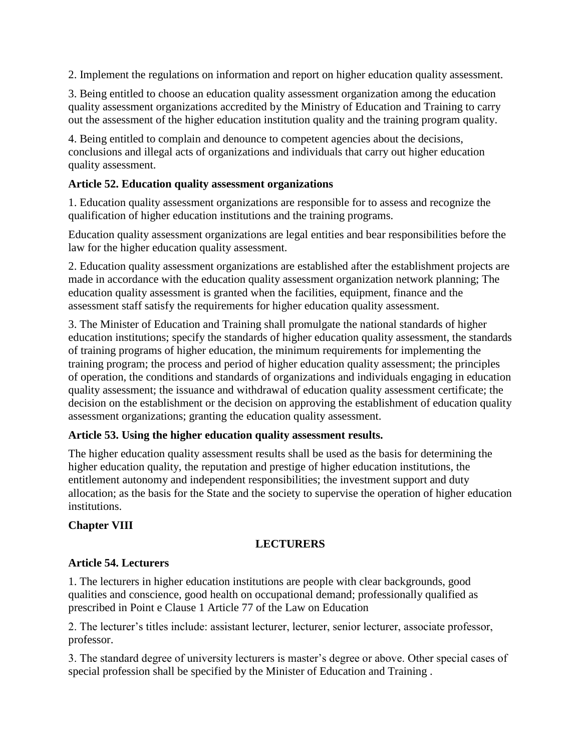2. Implement the regulations on information and report on higher education quality assessment.

3. Being entitled to choose an education quality assessment organization among the education quality assessment organizations accredited by the Ministry of Education and Training to carry out the assessment of the higher education institution quality and the training program quality.

4. Being entitled to complain and denounce to competent agencies about the decisions, conclusions and illegal acts of organizations and individuals that carry out higher education quality assessment.

**Article 52. Education quality assessment organizations**

1. Education quality assessment organizations are responsible for to assess and recognize the qualification of higher education institutions and the training programs.

Education quality assessment organizations are legal entities and bear responsibilities before the law for the higher education quality assessment.

2. Education quality assessment organizations are established after the establishment projects are made in accordance with the education quality assessment organization network planning; The education quality assessment is granted when the facilities, equipment, finance and the assessment staff satisfy the requirements for higher education quality assessment.

3. The Minister of Education and Training shall promulgate the national standards of higher education institutions; specify the standards of higher education quality assessment, the standards of training programs of higher education, the minimum requirements for implementing the training program; the process and period of higher education quality assessment; the principles of operation, the conditions and standards of organizations and individuals engaging in education quality assessment; the issuance and withdrawal of education quality assessment certificate; the decision on the establishment or the decision on approving the establishment of education quality assessment organizations; granting the education quality assessment.

**Article 53. Using the higher education quality assessment results.**

The higher education quality assessment results shall be used as the basis for determining the higher education quality, the reputation and prestige of higher education institutions, the entitlement autonomy and independent responsibilities; the investment support and duty allocation; as the basis for the State and the society to supervise the operation of higher education institutions.

**Chapter VIII**

**LECTURERS**

**Article 54. Lecturers**

1. The lecturers in higher education institutions are people with clear backgrounds, good qualities and conscience, good health on occupational demand; professionally qualified as prescribed in Point e Clause 1 Article 77 of the Law on Education

2. The lecturer's titles include: assistant lecturer, lecturer, senior lecturer, associate professor, professor.

3. The standard degree of university lecturers is master's degree or above. Other special cases of special profession shall be specified by the Minister of Education and Training .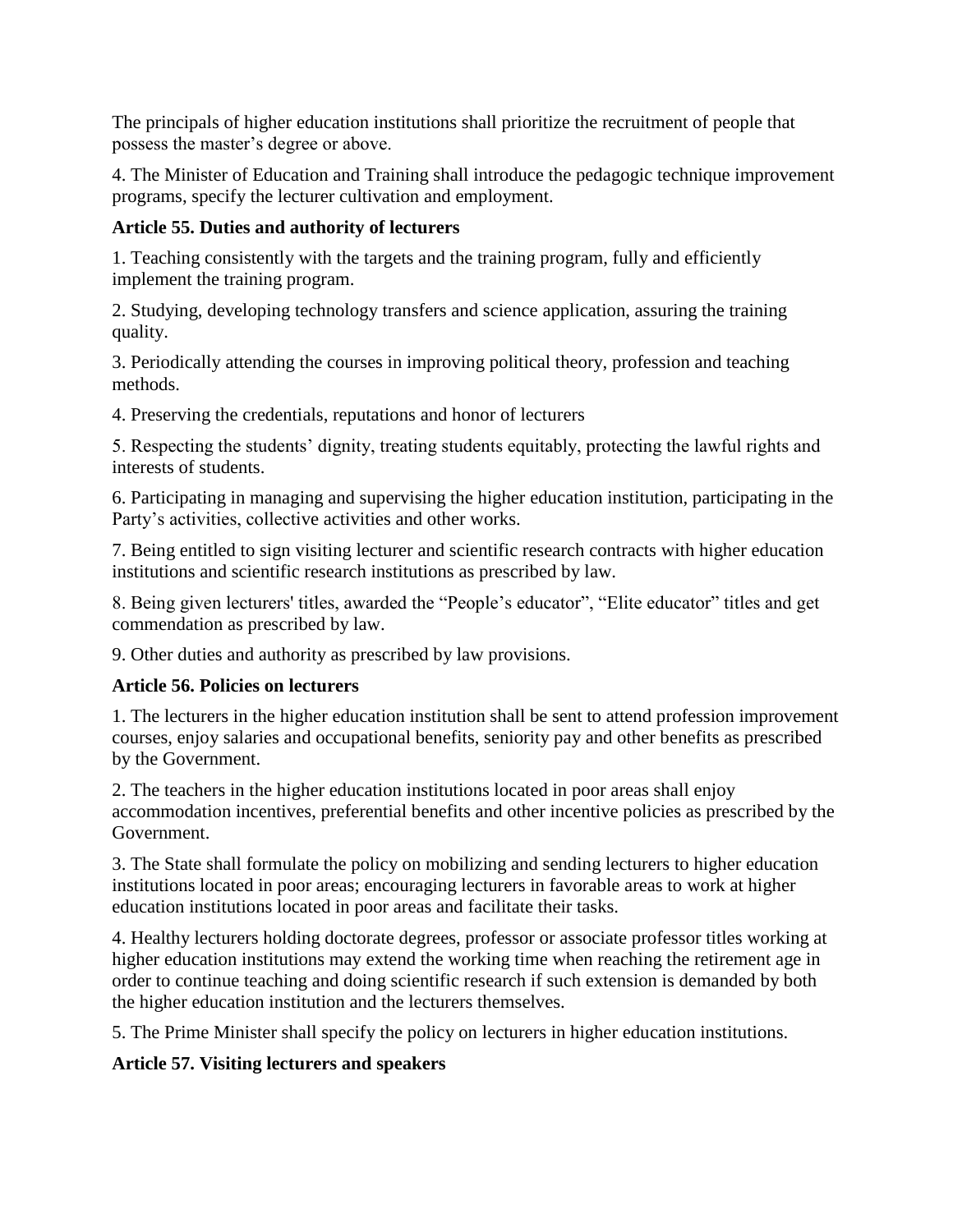The principals of higher education institutions shall prioritize the recruitment of people that possess the master's degree or above.

4. The Minister of Education and Training shall introduce the pedagogic technique improvement programs, specify the lecturer cultivation and employment.

**Article 55. Duties and authority of lecturers**

1. Teaching consistently with the targets and the training program, fully and efficiently implement the training program.

2. Studying, developing technology transfers and science application, assuring the training quality.

3. Periodically attending the courses in improving political theory, profession and teaching methods.

4. Preserving the credentials, reputations and honor of lecturers

5. Respecting the students' dignity, treating students equitably, protecting the lawful rights and interests of students.

6. Participating in managing and supervising the higher education institution, participating in the Party's activities, collective activities and other works.

7. Being entitled to sign visiting lecturer and scientific research contracts with higher education institutions and scientific research institutions as prescribed by law.

8. Being given lecturers' titles, awarded the "People's educator", "Elite educator" titles and get commendation as prescribed by law.

9. Other duties and authority as prescribed by law provisions.

**Article 56. Policies on lecturers**

1. The lecturers in the higher education institution shall be sent to attend profession improvement courses, enjoy salaries and occupational benefits, seniority pay and other benefits as prescribed by the Government.

2. The teachers in the higher education institutions located in poor areas shall enjoy accommodation incentives, preferential benefits and other incentive policies as prescribed by the Government.

3. The State shall formulate the policy on mobilizing and sending lecturers to higher education institutions located in poor areas; encouraging lecturers in favorable areas to work at higher education institutions located in poor areas and facilitate their tasks.

4. Healthy lecturers holding doctorate degrees, professor or associate professor titles working at higher education institutions may extend the working time when reaching the retirement age in order to continue teaching and doing scientific research if such extension is demanded by both the higher education institution and the lecturers themselves.

5. The Prime Minister shall specify the policy on lecturers in higher education institutions.

**Article 57. Visiting lecturers and speakers**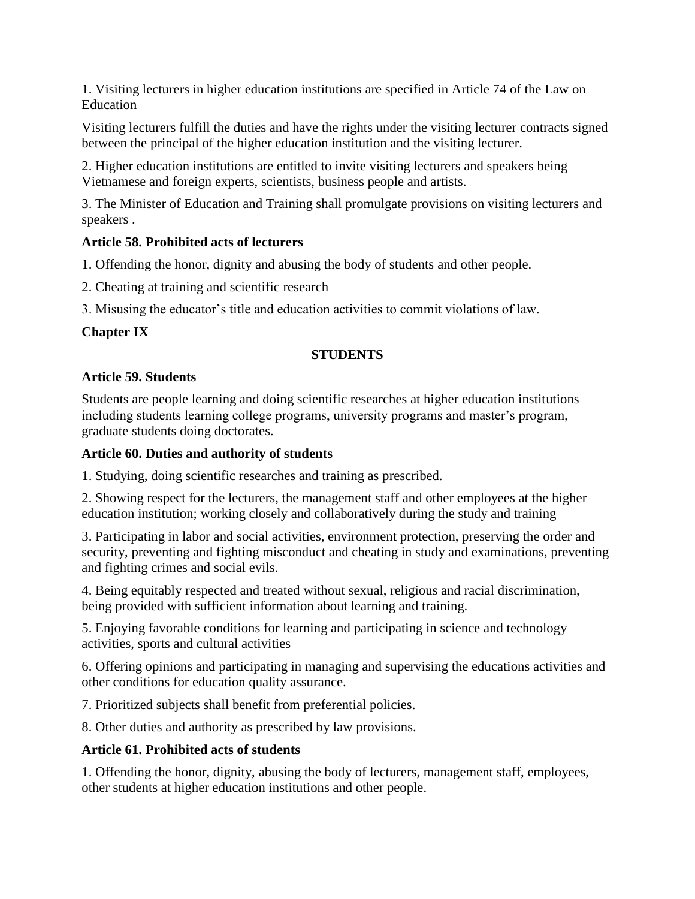1. Visiting lecturers in higher education institutions are specified in Article 74 of the Law on Education

Visiting lecturers fulfill the duties and have the rights under the visiting lecturer contracts signed between the principal of the higher education institution and the visiting lecturer.

2. Higher education institutions are entitled to invite visiting lecturers and speakers being Vietnamese and foreign experts, scientists, business people and artists.

3. The Minister of Education and Training shall promulgate provisions on visiting lecturers and speakers .

**Article 58. Prohibited acts of lecturers**

1. Offending the honor, dignity and abusing the body of students and other people.

2. Cheating at training and scientific research

3. Misusing the educator's title and education activities to commit violations of law.

**Chapter IX**

**STUDENTS**

**Article 59. Students**

Students are people learning and doing scientific researches at higher education institutions including students learning college programs, university programs and master's program, graduate students doing doctorates.

**Article 60. Duties and authority of students**

1. Studying, doing scientific researches and training as prescribed.

2. Showing respect for the lecturers, the management staff and other employees at the higher education institution; working closely and collaboratively during the study and training

3. Participating in labor and social activities, environment protection, preserving the order and security, preventing and fighting misconduct and cheating in study and examinations, preventing and fighting crimes and social evils.

4. Being equitably respected and treated without sexual, religious and racial discrimination, being provided with sufficient information about learning and training.

5. Enjoying favorable conditions for learning and participating in science and technology activities, sports and cultural activities

6. Offering opinions and participating in managing and supervising the educations activities and other conditions for education quality assurance.

7. Prioritized subjects shall benefit from preferential policies.

8. Other duties and authority as prescribed by law provisions.

**Article 61. Prohibited acts of students**

1. Offending the honor, dignity, abusing the body of lecturers, management staff, employees, other students at higher education institutions and other people.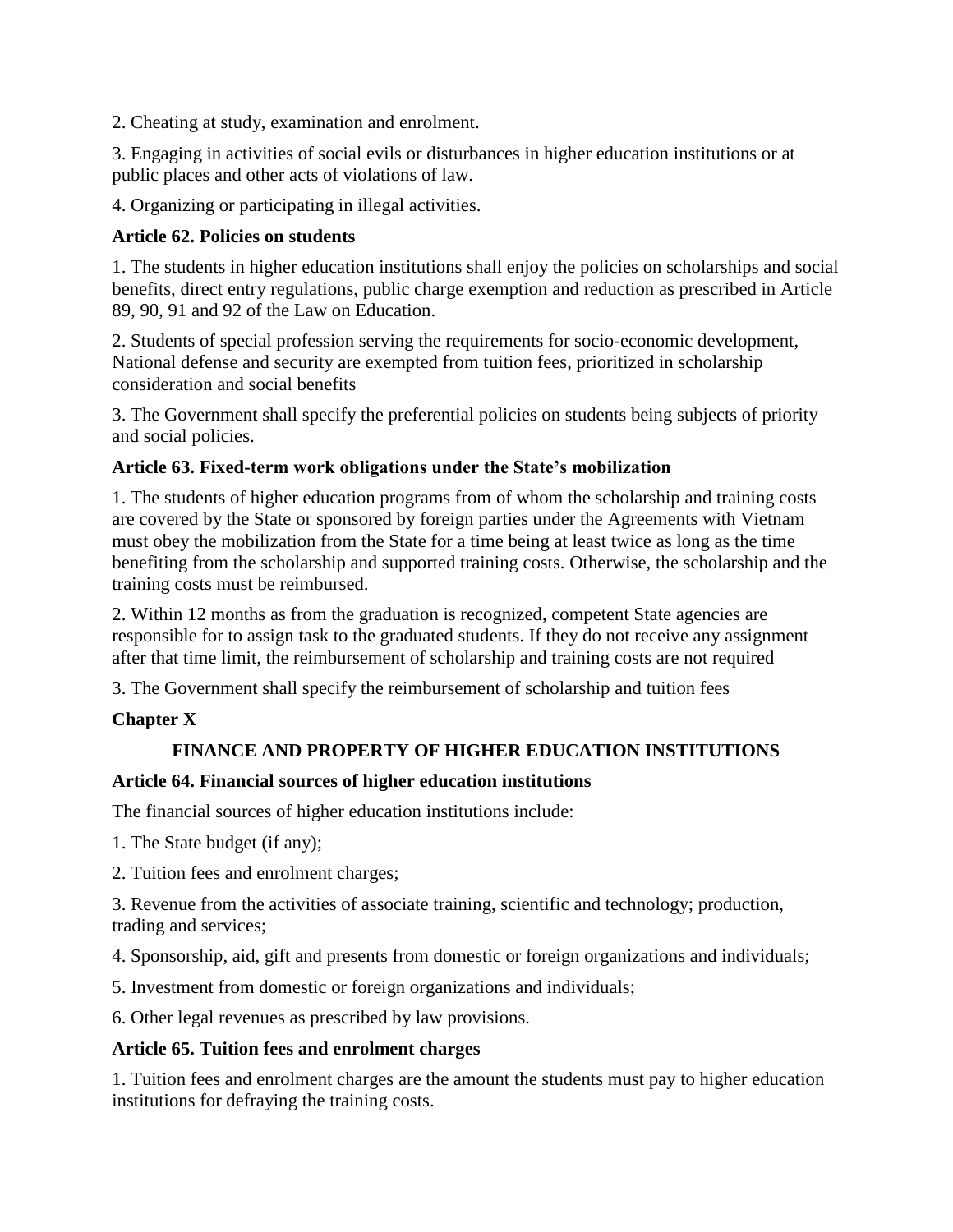2. Cheating at study, examination and enrolment.

3. Engaging in activities of social evils or disturbances in higher education institutions or at public places and other acts of violations of law.

4. Organizing or participating in illegal activities.

**Article 62. Policies on students**

1. The students in higher education institutions shall enjoy the policies on scholarships and social benefits, direct entry regulations, public charge exemption and reduction as prescribed in Article 89, 90, 91 and 92 of the Law on Education.

2. Students of special profession serving the requirements for socio-economic development, National defense and security are exempted from tuition fees, prioritized in scholarship consideration and social benefits

3. The Government shall specify the preferential policies on students being subjects of priority and social policies.

**Article 63. Fixed-term work obligations under the State's mobilization**

1. The students of higher education programs from of whom the scholarship and training costs are covered by the State or sponsored by foreign parties under the Agreements with Vietnam must obey the mobilization from the State for a time being at least twice as long as the time benefiting from the scholarship and supported training costs. Otherwise, the scholarship and the training costs must be reimbursed.

2. Within 12 months as from the graduation is recognized, competent State agencies are responsible for to assign task to the graduated students. If they do not receive any assignment after that time limit, the reimbursement of scholarship and training costs are not required

3. The Government shall specify the reimbursement of scholarship and tuition fees

**Chapter X**

**FINANCE AND PROPERTY OF HIGHER EDUCATION INSTITUTIONS**

**Article 64. Financial sources of higher education institutions**

The financial sources of higher education institutions include:

1. The State budget (if any);

2. Tuition fees and enrolment charges;

3. Revenue from the activities of associate training, scientific and technology; production, trading and services;

4. Sponsorship, aid, gift and presents from domestic or foreign organizations and individuals;

5. Investment from domestic or foreign organizations and individuals;

6. Other legal revenues as prescribed by law provisions.

**Article 65. Tuition fees and enrolment charges**

1. Tuition fees and enrolment charges are the amount the students must pay to higher education institutions for defraying the training costs.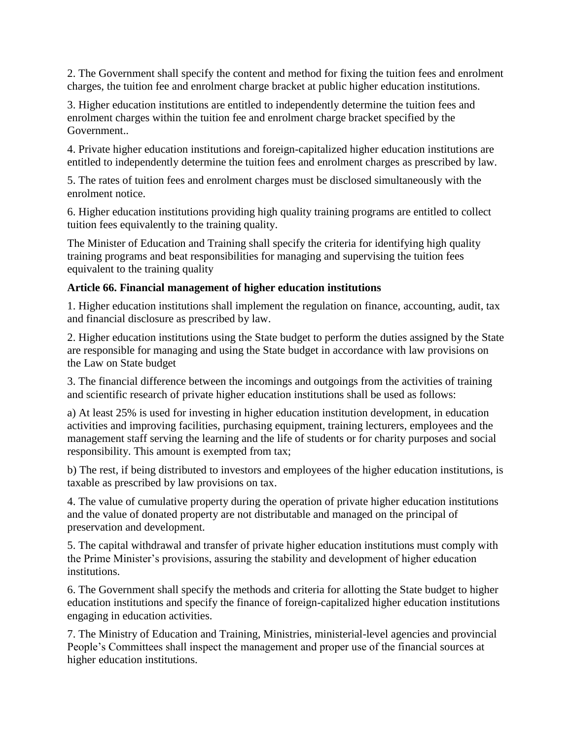2. The Government shall specify the content and method for fixing the tuition fees and enrolment charges, the tuition fee and enrolment charge bracket at public higher education institutions.

3. Higher education institutions are entitled to independently determine the tuition fees and enrolment charges within the tuition fee and enrolment charge bracket specified by the Government..

4. Private higher education institutions and foreign-capitalized higher education institutions are entitled to independently determine the tuition fees and enrolment charges as prescribed by law.

5. The rates of tuition fees and enrolment charges must be disclosed simultaneously with the enrolment notice.

6. Higher education institutions providing high quality training programs are entitled to collect tuition fees equivalently to the training quality.

The Minister of Education and Training shall specify the criteria for identifying high quality training programs and beat responsibilities for managing and supervising the tuition fees equivalent to the training quality

**Article 66. Financial management of higher education institutions**

1. Higher education institutions shall implement the regulation on finance, accounting, audit, tax and financial disclosure as prescribed by law.

2. Higher education institutions using the State budget to perform the duties assigned by the State are responsible for managing and using the State budget in accordance with law provisions on the Law on State budget

3. The financial difference between the incomings and outgoings from the activities of training and scientific research of private higher education institutions shall be used as follows:

a) At least 25% is used for investing in higher education institution development, in education activities and improving facilities, purchasing equipment, training lecturers, employees and the management staff serving the learning and the life of students or for charity purposes and social responsibility. This amount is exempted from tax;

b) The rest, if being distributed to investors and employees of the higher education institutions, is taxable as prescribed by law provisions on tax.

4. The value of cumulative property during the operation of private higher education institutions and the value of donated property are not distributable and managed on the principal of preservation and development.

5. The capital withdrawal and transfer of private higher education institutions must comply with the Prime Minister's provisions, assuring the stability and development of higher education institutions.

6. The Government shall specify the methods and criteria for allotting the State budget to higher education institutions and specify the finance of foreign-capitalized higher education institutions engaging in education activities.

7. The Ministry of Education and Training, Ministries, ministerial-level agencies and provincial People's Committees shall inspect the management and proper use of the financial sources at higher education institutions.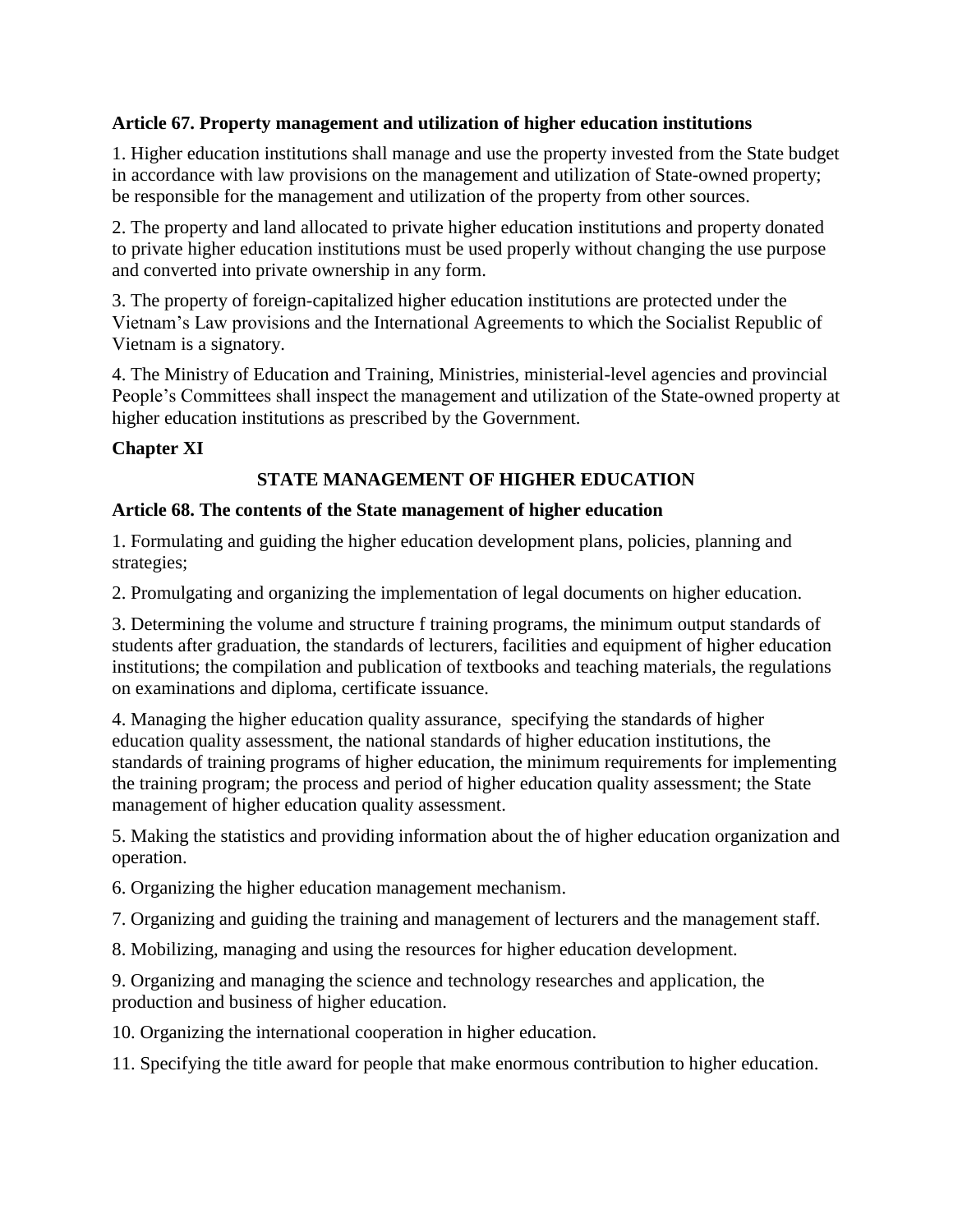**Article 67. Property management and utilization of higher education institutions**

1. Higher education institutions shall manage and use the property invested from the State budget in accordance with law provisions on the management and utilization of State-owned property; be responsible for the management and utilization of the property from other sources.

2. The property and land allocated to private higher education institutions and property donated to private higher education institutions must be used properly without changing the use purpose and converted into private ownership in any form.

3. The property of foreign-capitalized higher education institutions are protected under the Vietnam's Law provisions and the International Agreements to which the Socialist Republic of Vietnam is a signatory.

4. The Ministry of Education and Training, Ministries, ministerial-level agencies and provincial People's Committees shall inspect the management and utilization of the State-owned property at higher education institutions as prescribed by the Government.

## Chapter XI

## STATE MANAGEMENT OF HIGHER EDUCATION

**Article 68. The contents of the State management of higher education**

1. Formulating and guiding the higher education development plans, policies, planning and strategies;

2. Promulgating and organizing the implementation of legal documents on higher education.

3. Determining the volume and structure f training programs, the minimum output standards of students after graduation, the standards of lecturers, facilities and equipment of higher education institutions; the compilation and publication of textbooks and teaching materials, the regulations on examinations and diploma, certificate issuance.

4. Managing the higher education quality assurance, specifying the standards of higher education quality assessment, the national standards of higher education institutions, the standards of training programs of higher education, the minimum requirements for implementing the training program; the process and period of higher education quality assessment; the State management of higher education quality assessment.

5. Making the statistics and providing information about the of higher education organization and operation.

6. Organizing the higher education management mechanism.

7. Organizing and guiding the training and management of lecturers and the management staff.

8. Mobilizing, managing and using the resources for higher education development.

9. Organizing and managing the science and technology researches and application, the production and business of higher education.

10. Organizing the international cooperation in higher education.

11. Specifying the title award for people that make enormous contribution to higher education.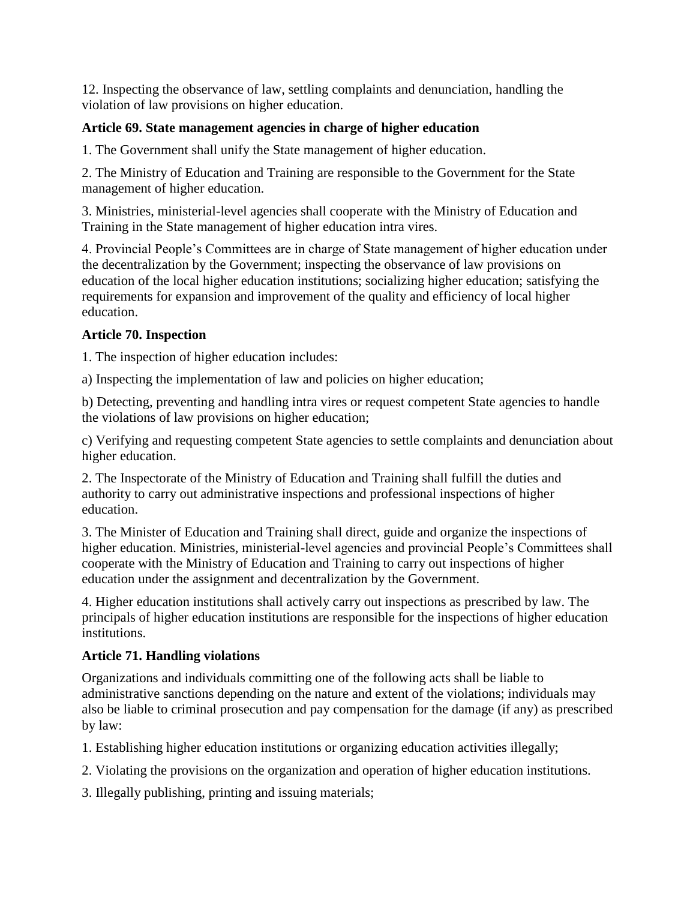12. Inspecting the observance of law, settling complaints and denunciation, handling the violation of law provisions on higher education.

### Article 69. State management agencies in charge of higher education

1. The Government shall unify the State management of higher education.

2. The Ministry of Education and Training are responsible to the Government for the State management of higher education.

3. Ministries, ministerial-level agencies shall cooperate with the Ministry of Education and Training in the State management of higher education intra vires.

4. Provincial People's Committees are in charge of State management of higher education under the decentralization by the Government; inspecting the observance of law provisions on education of the local higher education institutions; socializing higher education; satisfying the requirements for expansion and improvement of the quality and efficiency of local higher education.

### Article 70. Inspection

1. The inspection of higher education includes:

a) Inspecting the implementation of law and policies on higher education;

b) Detecting, preventing and handling intra vires or request competent State agencies to handle the violations of law provisions on higher education;

c) Verifying and requesting competent State agencies to settle complaints and denunciation about higher education.

2. The Inspectorate of the Ministry of Education and Training shall fulfill the duties and authority to carry out administrative inspections and professional inspections of higher education.

3. The Minister of Education and Training shall direct, guide and organize the inspections of higher education. Ministries, ministerial-level agencies and provincial People's Committees shall cooperate with the Ministry of Education and Training to carry out inspections of higher education under the assignment and decentralization by the Government.

4. Higher education institutions shall actively carry out inspections as prescribed by law. The principals of higher education institutions are responsible for the inspections of higher education institutions.

### Article 71. Handling violations

Organizations and individuals committing one of the following acts shall be liable to administrative sanctions depending on the nature and extent of the violations; individuals may also be liable to criminal prosecution and pay compensation for the damage (if any) as prescribed by law:

1. Establishing higher education institutions or organizing education activities illegally;

2. Violating the provisions on the organization and operation of higher education institutions.

3. Illegally publishing, printing and issuing materials;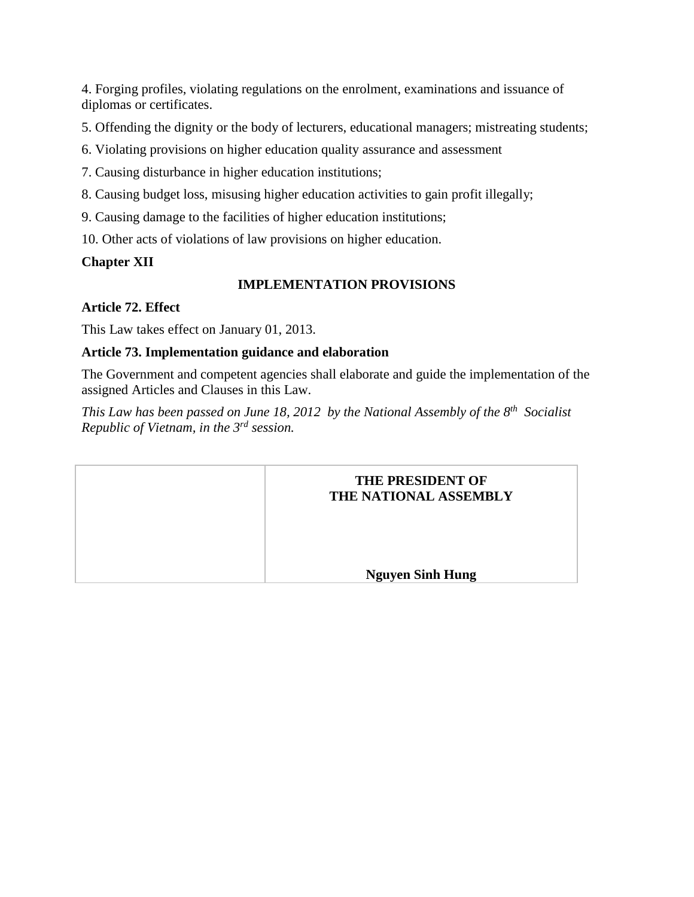4. Forging profiles, violating regulations on the enrolment, examinations and issuance of diplomas or certificates.

5. Offending the dignity or the body of lecturers, educational managers; mistreating students;

6. Violating provisions on higher education quality assurance and assessment

7. Causing disturbance in higher education institutions;

8. Causing budget loss, misusing higher education activities to gain profit illegally;

9. Causing damage to the facilities of higher education institutions;

10. Other acts of violations of law provisions on higher education.

## Chapter XII

## IMPLEMENTATION PROVISIONS

### Article 72. Effect

This Law takes effect on January 01, 2013.

### Article 73. Implementation guidance and elaboration

The Government and competent agencies shall elaborate and guide the implementation of the assigned Articles and Clauses in this Law.

*This Law has been passed on June 18, 2012 by the National Assembly of the 8th Socialist Republic of Vietnam, in the 3rd session.*

| | |
|---|---|
| | **THE PRESIDENT OF THE NATIONAL ASSEMBLY**<br><br><br>**Nguyen Sinh Hung** |